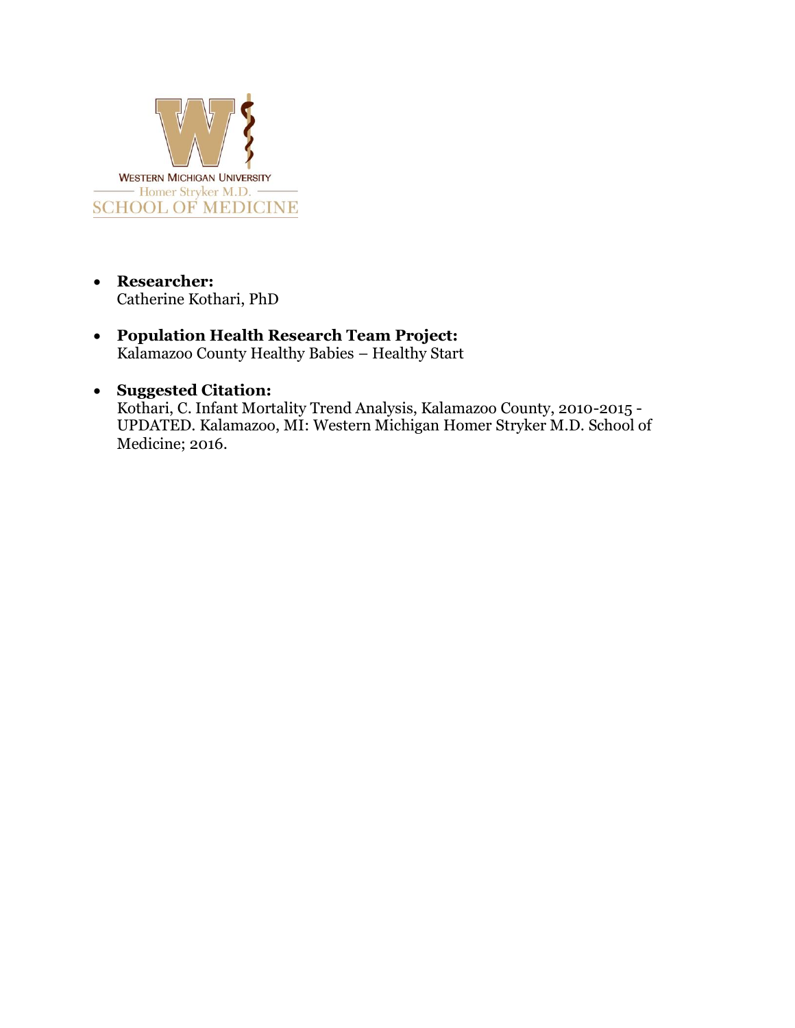WESTERN MICHIGAN UNIVERSITY
Homer Stryker M.D.
SCHOOL OF MEDICINE

- **Researcher:**
  Catherine Kothari, PhD

- **Population Health Research Team Project:**
  Kalamazoo County Healthy Babies – Healthy Start

- **Suggested Citation:**
  Kothari, C. Infant Mortality Trend Analysis, Kalamazoo County, 2010-2015 - UPDATED. Kalamazoo, MI: Western Michigan Homer Stryker M.D. School of Medicine; 2016.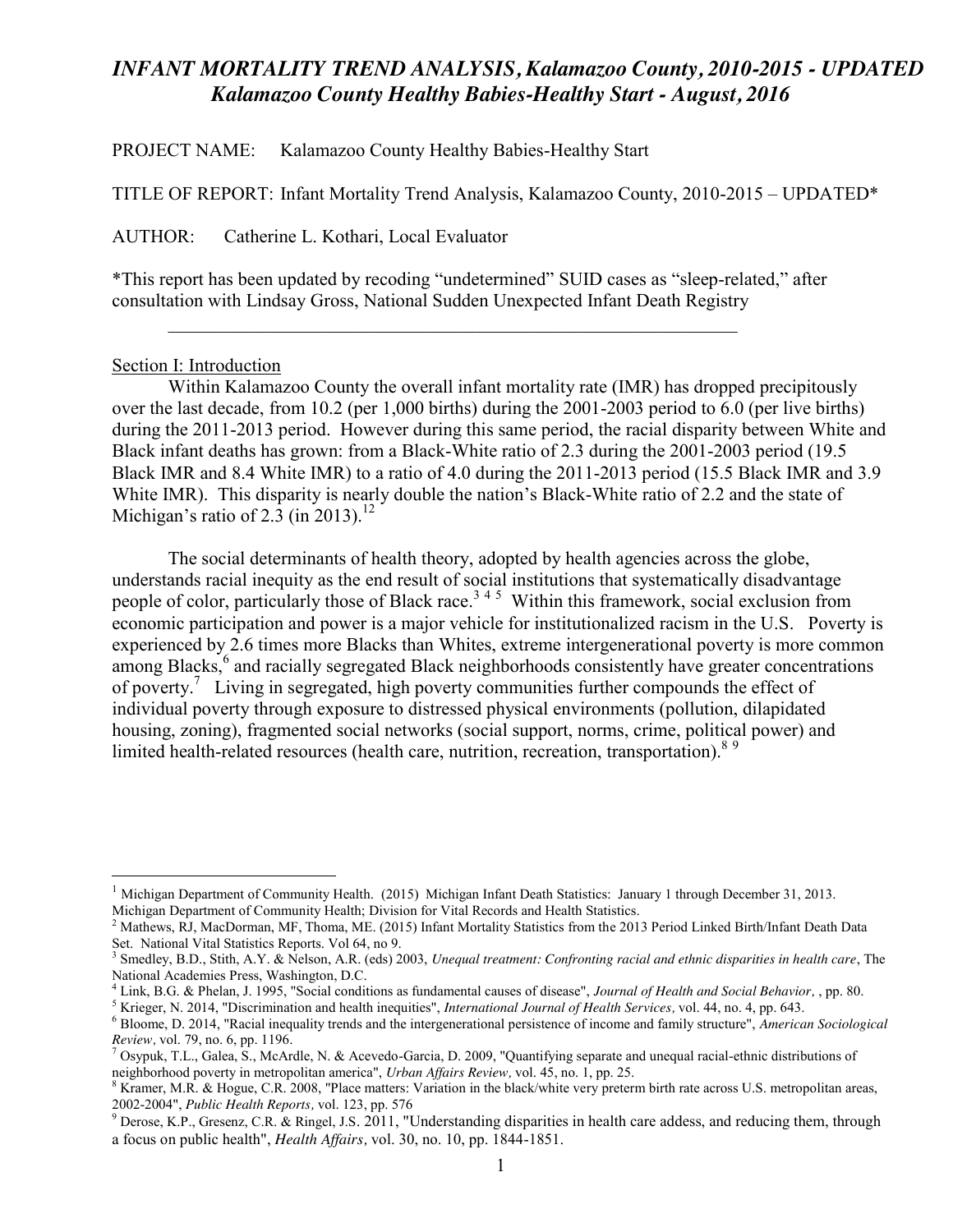# *INFANT MORTALITY TREND ANALYSIS, Kalamazoo County, 2010-2015 - UPDATED*
## *Kalamazoo County Healthy Babies-Healthy Start - August, 2016*

PROJECT NAME: Kalamazoo County Healthy Babies-Healthy Start

TITLE OF REPORT: Infant Mortality Trend Analysis, Kalamazoo County, 2010-2015 – UPDATED*

AUTHOR: Catherine L. Kothari, Local Evaluator

*This report has been updated by recoding "undetermined" SUID cases as "sleep-related," after consultation with Lindsay Gross, National Sudden Unexpected Infant Death Registry

---

## Section I: Introduction

Within Kalamazoo County the overall infant mortality rate (IMR) has dropped precipitously over the last decade, from 10.2 (per 1,000 births) during the 2001-2003 period to 6.0 (per live births) during the 2011-2013 period. However during this same period, the racial disparity between White and Black infant deaths has grown: from a Black-White ratio of 2.3 during the 2001-2003 period (19.5 Black IMR and 8.4 White IMR) to a ratio of 4.0 during the 2011-2013 period (15.5 Black IMR and 3.9 White IMR). This disparity is nearly double the nation's Black-White ratio of 2.2 and the state of Michigan's ratio of 2.3 (in 2013).[1,2]

The social determinants of health theory, adopted by health agencies across the globe, understands racial inequity as the end result of social institutions that systematically disadvantage people of color, particularly those of Black race.[3,4,5] Within this framework, social exclusion from economic participation and power is a major vehicle for institutionalized racism in the U.S. Poverty is experienced by 2.6 times more Blacks than Whites, extreme intergenerational poverty is more common among Blacks,[6] and racially segregated Black neighborhoods consistently have greater concentrations of poverty.[7] Living in segregated, high poverty communities further compounds the effect of individual poverty through exposure to distressed physical environments (pollution, dilapidated housing, zoning), fragmented social networks (social support, norms, crime, political power) and limited health-related resources (health care, nutrition, recreation, transportation).[8,9]

---

[1] Michigan Department of Community Health. (2015) Michigan Infant Death Statistics: January 1 through December 31, 2013. Michigan Department of Community Health; Division for Vital Records and Health Statistics.

[2] Mathews, RJ, MacDorman, MF, Thoma, ME. (2015) Infant Mortality Statistics from the 2013 Period Linked Birth/Infant Death Data Set. National Vital Statistics Reports. Vol 64, no 9.

[3] Smedley, B.D., Stith, A.Y. & Nelson, A.R. (eds) 2003, *Unequal treatment: Confronting racial and ethnic disparities in health care*, The National Academies Press, Washington, D.C.

[4] Link, B.G. & Phelan, J. 1995, "Social conditions as fundamental causes of disease", *Journal of Health and Social Behavior*, , pp. 80.

[5] Krieger, N. 2014, "Discrimination and health inequities", *International Journal of Health Services*, vol. 44, no. 4, pp. 643.

[6] Bloome, D. 2014, "Racial inequality trends and the intergenerational persistence of income and family structure", *American Sociological Review*, vol. 79, no. 6, pp. 1196.

[7] Osypuk, T.L., Galea, S., McArdle, N. & Acevedo-Garcia, D. 2009, "Quantifying separate and unequal racial-ethnic distributions of neighborhood poverty in metropolitan america", *Urban Affairs Review*, vol. 45, no. 1, pp. 25.

[8] Kramer, M.R. & Hogue, C.R. 2008, "Place matters: Variation in the black/white very preterm birth rate across U.S. metropolitan areas, 2002-2004", *Public Health Reports*, vol. 123, pp. 576

[9] Derose, K.P., Gresenz, C.R. & Ringel, J.S. 2011, "Understanding disparities in health care addess, and reducing them, through a focus on public health", *Health Affairs*, vol. 30, no. 10, pp. 1844-1851.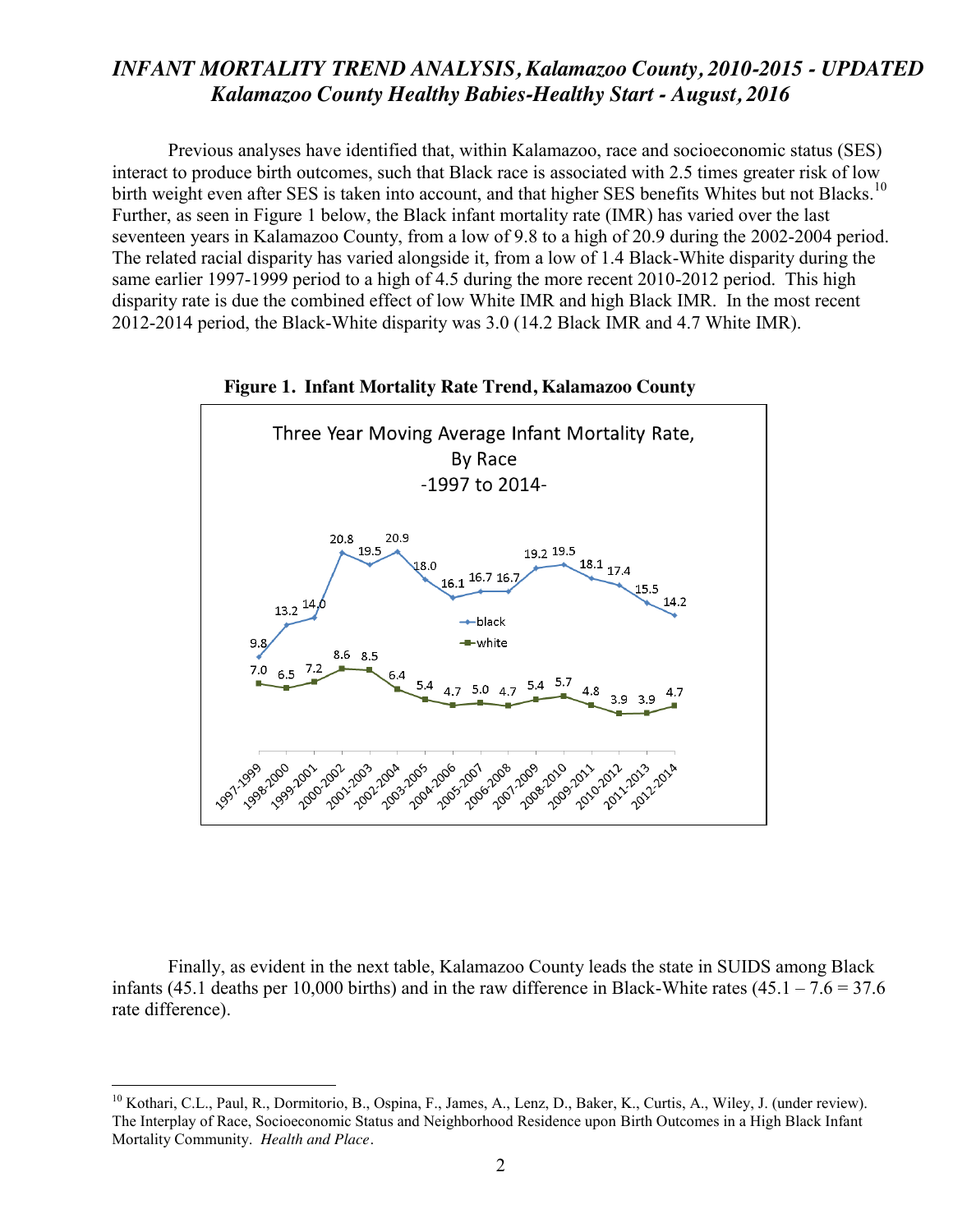## *INFANT MORTALITY TREND ANALYSIS, Kalamazoo County, 2010-2015 - UPDATED*
## *Kalamazoo County Healthy Babies-Healthy Start - August, 2016*

Previous analyses have identified that, within Kalamazoo, race and socioeconomic status (SES) interact to produce birth outcomes, such that Black race is associated with 2.5 times greater risk of low birth weight even after SES is taken into account, and that higher SES benefits Whites but not Blacks.[10] Further, as seen in Figure 1 below, the Black infant mortality rate (IMR) has varied over the last seventeen years in Kalamazoo County, from a low of 9.8 to a high of 20.9 during the 2002-2004 period. The related racial disparity has varied alongside it, from a low of 1.4 Black-White disparity during the same earlier 1997-1999 period to a high of 4.5 during the more recent 2010-2012 period. This high disparity rate is due the combined effect of low White IMR and high Black IMR. In the most recent 2012-2014 period, the Black-White disparity was 3.0 (14.2 Black IMR and 4.7 White IMR).

**Figure 1. Infant Mortality Rate Trend, Kalamazoo County**

Three Year Moving Average Infant Mortality Rate, By Race -1997 to 2014-

| Period | black | white |
|---|---|---|
| 1997-1999 | 9.8 | 7.0 |
| 1998-2000 | 13.2 | 6.5 |
| 1999-2001 | 14.0 | 7.2 |
| 2000-2002 | 20.8 | 8.6 |
| 2001-2003 | 19.5 | 8.5 |
| 2002-2004 | 20.9 | 6.4 |
| 2003-2005 | 18.0 | 5.4 |
| 2004-2006 | 16.1 | 4.7 |
| 2005-2007 | 16.7 | 5.0 |
| 2006-2008 | 16.7 | 4.7 |
| 2007-2009 | 19.2 | 5.4 |
| 2008-2010 | 19.5 | 5.7 |
| 2009-2011 | 18.1 | 4.8 |
| 2010-2012 | 17.4 | 3.9 |
| 2011-2013 | 15.5 | 3.9 |
| 2012-2014 | 14.2 | 4.7 |

Finally, as evident in the next table, Kalamazoo County leads the state in SUIDS among Black infants (45.1 deaths per 10,000 births) and in the raw difference in Black-White rates (45.1 – 7.6 = 37.6 rate difference).

---

[10] Kothari, C.L., Paul, R., Dormitorio, B., Ospina, F., James, A., Lenz, D., Baker, K., Curtis, A., Wiley, J. (under review). The Interplay of Race, Socioeconomic Status and Neighborhood Residence upon Birth Outcomes in a High Black Infant Mortality Community. *Health and Place*.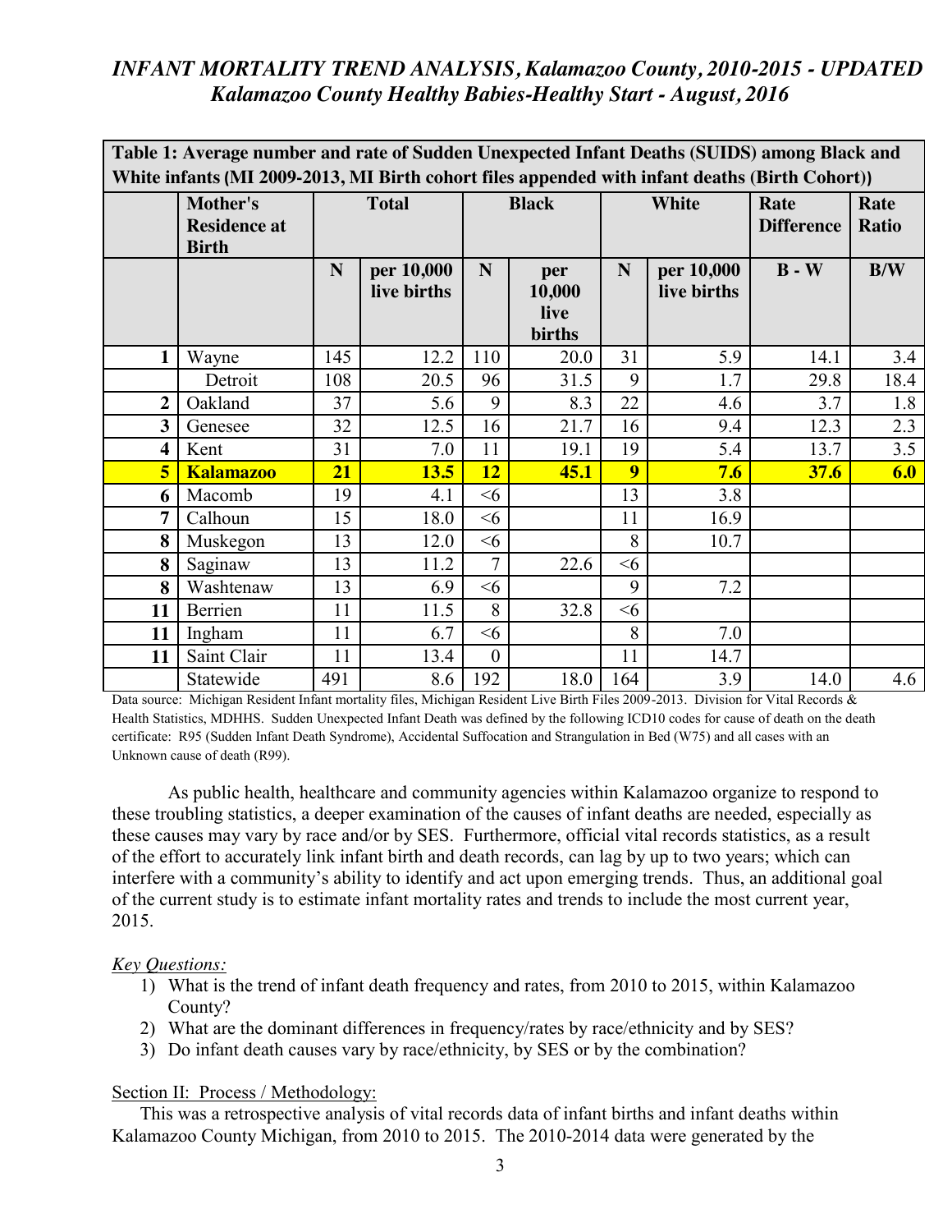*INFANT MORTALITY TREND ANALYSIS, Kalamazoo County, 2010-2015 - UPDATED*
*Kalamazoo County Healthy Babies-Healthy Start - August, 2016*

**Table 1: Average number and rate of Sudden Unexpected Infant Deaths (SUIDS) among Black and White infants (MI 2009-2013, MI Birth cohort files appended with infant deaths (Birth Cohort))**

| | Mother's Residence at Birth | Total | | Black | | White | | Rate Difference | Rate Ratio |
|---|---|---|---|---|---|---|---|---|---|
| | | N | per 10,000 live births | N | per 10,000 live births | N | per 10,000 live births | B - W | B/W |
| **1** | Wayne | 145 | 12.2 | 110 | 20.0 | 31 | 5.9 | 14.1 | 3.4 |
| | Detroit | 108 | 20.5 | 96 | 31.5 | 9 | 1.7 | 29.8 | 18.4 |
| **2** | Oakland | 37 | 5.6 | 9 | 8.3 | 22 | 4.6 | 3.7 | 1.8 |
| **3** | Genesee | 32 | 12.5 | 16 | 21.7 | 16 | 9.4 | 12.3 | 2.3 |
| **4** | Kent | 31 | 7.0 | 11 | 19.1 | 19 | 5.4 | 13.7 | 3.5 |
| **5** | **Kalamazoo** | **21** | **13.5** | **12** | **45.1** | **9** | **7.6** | **37.6** | **6.0** |
| **6** | Macomb | 19 | 4.1 | <6 | | 13 | 3.8 | | |
| **7** | Calhoun | 15 | 18.0 | <6 | | 11 | 16.9 | | |
| **8** | Muskegon | 13 | 12.0 | <6 | | 8 | 10.7 | | |
| **8** | Saginaw | 13 | 11.2 | 7 | 22.6 | <6 | | | |
| **8** | Washtenaw | 13 | 6.9 | <6 | | 9 | 7.2 | | |
| **11** | Berrien | 11 | 11.5 | 8 | 32.8 | <6 | | | |
| **11** | Ingham | 11 | 6.7 | <6 | | 8 | 7.0 | | |
| **11** | Saint Clair | 11 | 13.4 | 0 | | 11 | 14.7 | | |
| | Statewide | 491 | 8.6 | 192 | 18.0 | 164 | 3.9 | 14.0 | 4.6 |

Data source: Michigan Resident Infant mortality files, Michigan Resident Live Birth Files 2009-2013. Division for Vital Records & Health Statistics, MDHHS. Sudden Unexpected Infant Death was defined by the following ICD10 codes for cause of death on the death certificate: R95 (Sudden Infant Death Syndrome), Accidental Suffocation and Strangulation in Bed (W75) and all cases with an Unknown cause of death (R99).

As public health, healthcare and community agencies within Kalamazoo organize to respond to these troubling statistics, a deeper examination of the causes of infant deaths are needed, especially as these causes may vary by race and/or by SES. Furthermore, official vital records statistics, as a result of the effort to accurately link infant birth and death records, can lag by up to two years; which can interfere with a community's ability to identify and act upon emerging trends. Thus, an additional goal of the current study is to estimate infant mortality rates and trends to include the most current year, 2015.

*Key Questions:*

1) What is the trend of infant death frequency and rates, from 2010 to 2015, within Kalamazoo County?
2) What are the dominant differences in frequency/rates by race/ethnicity and by SES?
3) Do infant death causes vary by race/ethnicity, by SES or by the combination?

## Section II: Process / Methodology:

This was a retrospective analysis of vital records data of infant births and infant deaths within Kalamazoo County Michigan, from 2010 to 2015. The 2010-2014 data were generated by the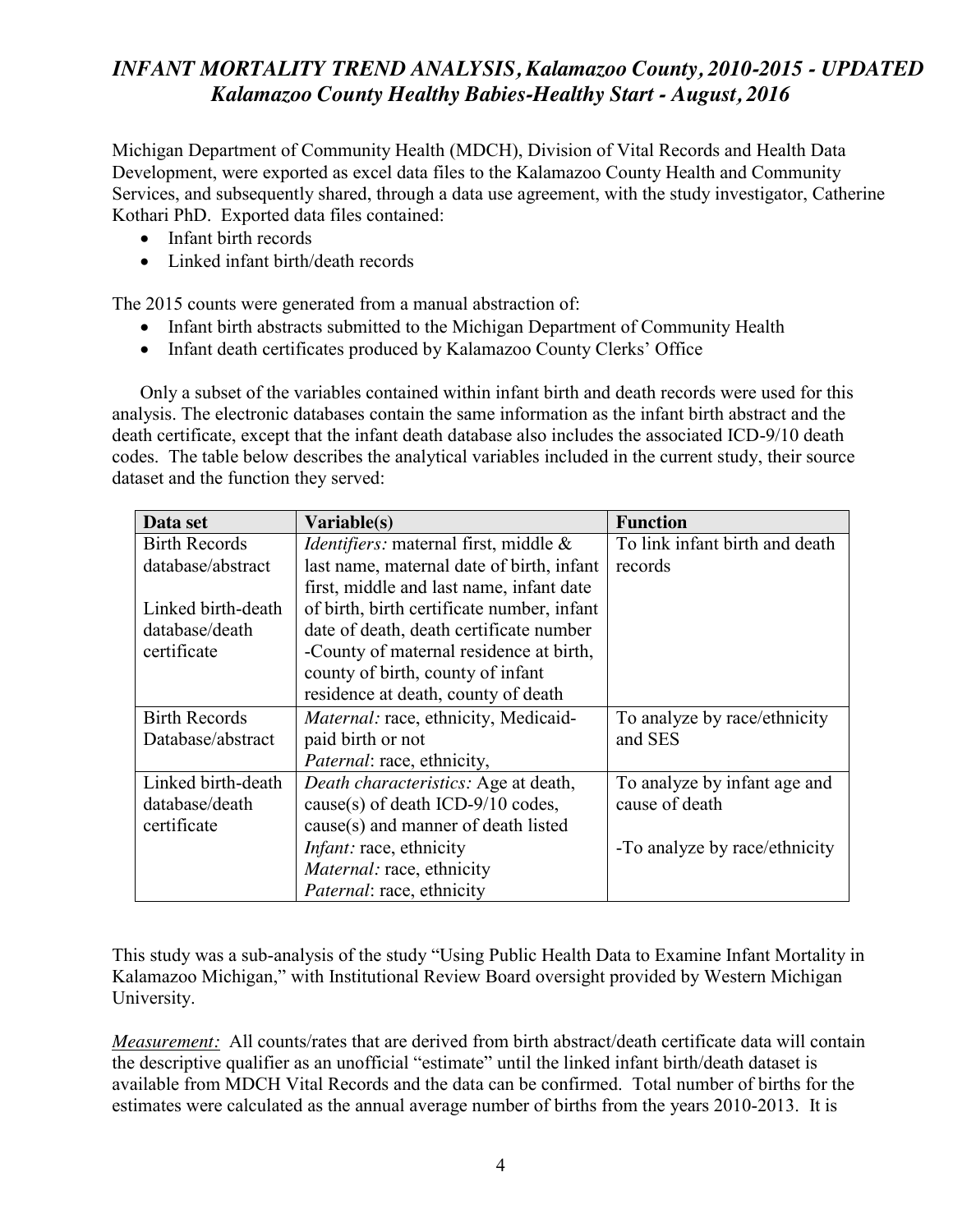Michigan Department of Community Health (MDCH), Division of Vital Records and Health Data Development, were exported as excel data files to the Kalamazoo County Health and Community Services, and subsequently shared, through a data use agreement, with the study investigator, Catherine Kothari PhD. Exported data files contained:

- Infant birth records
- Linked infant birth/death records

The 2015 counts were generated from a manual abstraction of:

- Infant birth abstracts submitted to the Michigan Department of Community Health
- Infant death certificates produced by Kalamazoo County Clerks' Office

Only a subset of the variables contained within infant birth and death records were used for this analysis. The electronic databases contain the same information as the infant birth abstract and the death certificate, except that the infant death database also includes the associated ICD-9/10 death codes. The table below describes the analytical variables included in the current study, their source dataset and the function they served:

| Data set | Variable(s) | Function |
|---|---|---|
| Birth Records database/abstract<br><br>Linked birth-death database/death certificate | *Identifiers:* maternal first, middle & last name, maternal date of birth, infant first, middle and last name, infant date of birth, birth certificate number, infant date of death, death certificate number<br>-County of maternal residence at birth, county of birth, county of infant residence at death, county of death | To link infant birth and death records |
| Birth Records Database/abstract | *Maternal:* race, ethnicity, Medicaid-paid birth or not<br>*Paternal*: race, ethnicity, | To analyze by race/ethnicity and SES |
| Linked birth-death database/death certificate | *Death characteristics:* Age at death, cause(s) of death ICD-9/10 codes, cause(s) and manner of death listed<br>*Infant:* race, ethnicity<br>*Maternal:* race, ethnicity<br>*Paternal*: race, ethnicity | To analyze by infant age and cause of death<br><br>-To analyze by race/ethnicity |

This study was a sub-analysis of the study "Using Public Health Data to Examine Infant Mortality in Kalamazoo Michigan," with Institutional Review Board oversight provided by Western Michigan University.

*Measurement:* All counts/rates that are derived from birth abstract/death certificate data will contain the descriptive qualifier as an unofficial "estimate" until the linked infant birth/death dataset is available from MDCH Vital Records and the data can be confirmed. Total number of births for the estimates were calculated as the annual average number of births from the years 2010-2013. It is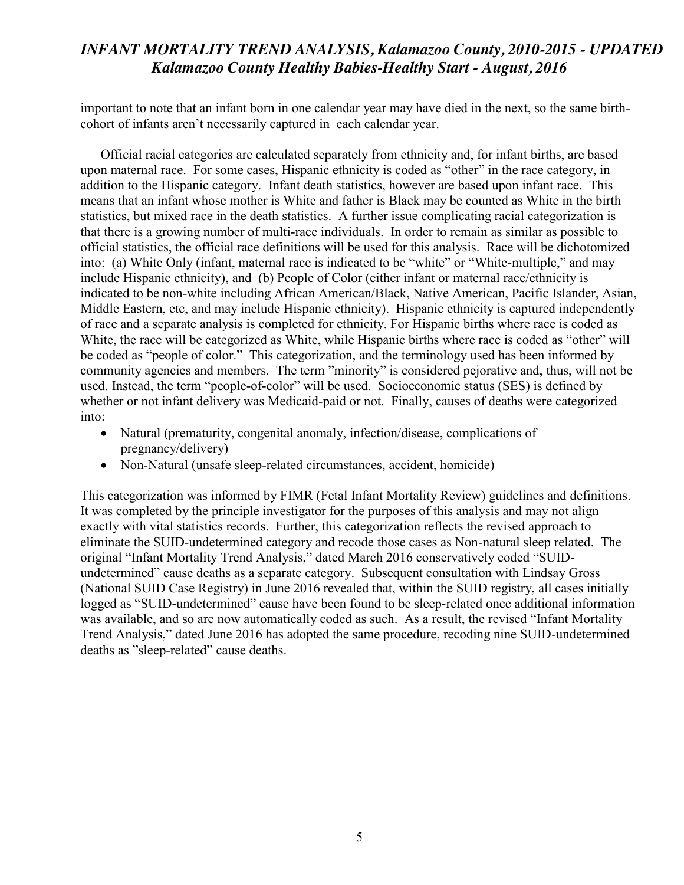important to note that an infant born in one calendar year may have died in the next, so the same birth-cohort of infants aren't necessarily captured in each calendar year.

Official racial categories are calculated separately from ethnicity and, for infant births, are based upon maternal race. For some cases, Hispanic ethnicity is coded as "other" in the race category, in addition to the Hispanic category. Infant death statistics, however are based upon infant race. This means that an infant whose mother is White and father is Black may be counted as White in the birth statistics, but mixed race in the death statistics. A further issue complicating racial categorization is that there is a growing number of multi-race individuals. In order to remain as similar as possible to official statistics, the official race definitions will be used for this analysis. Race will be dichotomized into: (a) White Only (infant, maternal race is indicated to be "white" or "White-multiple," and may include Hispanic ethnicity), and (b) People of Color (either infant or maternal race/ethnicity is indicated to be non-white including African American/Black, Native American, Pacific Islander, Asian, Middle Eastern, etc, and may include Hispanic ethnicity). Hispanic ethnicity is captured independently of race and a separate analysis is completed for ethnicity. For Hispanic births where race is coded as White, the race will be categorized as White, while Hispanic births where race is coded as "other" will be coded as "people of color." This categorization, and the terminology used has been informed by community agencies and members. The term "minority" is considered pejorative and, thus, will not be used. Instead, the term "people-of-color" will be used. Socioeconomic status (SES) is defined by whether or not infant delivery was Medicaid-paid or not. Finally, causes of deaths were categorized into:

- Natural (prematurity, congenital anomaly, infection/disease, complications of pregnancy/delivery)
- Non-Natural (unsafe sleep-related circumstances, accident, homicide)

This categorization was informed by FIMR (Fetal Infant Mortality Review) guidelines and definitions. It was completed by the principle investigator for the purposes of this analysis and may not align exactly with vital statistics records. Further, this categorization reflects the revised approach to eliminate the SUID-undetermined category and recode those cases as Non-natural sleep related. The original "Infant Mortality Trend Analysis," dated March 2016 conservatively coded "SUID-undetermined" cause deaths as a separate category. Subsequent consultation with Lindsay Gross (National SUID Case Registry) in June 2016 revealed that, within the SUID registry, all cases initially logged as "SUID-undetermined" cause have been found to be sleep-related once additional information was available, and so are now automatically coded as such. As a result, the revised "Infant Mortality Trend Analysis," dated June 2016 has adopted the same procedure, recoding nine SUID-undetermined deaths as "sleep-related" cause deaths.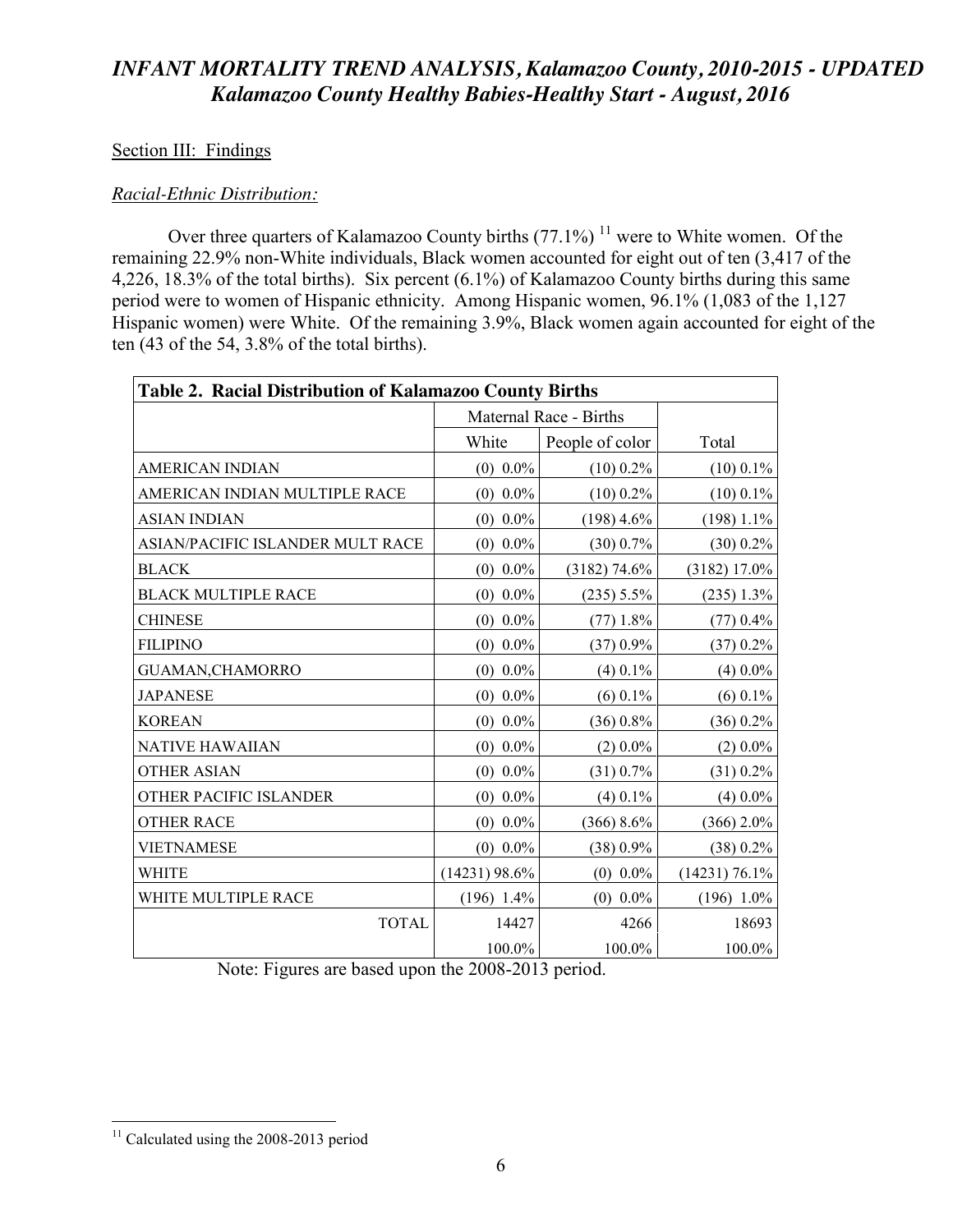## Section III: Findings

### *Racial-Ethnic Distribution:*

Over three quarters of Kalamazoo County births (77.1%) [11] were to White women. Of the remaining 22.9% non-White individuals, Black women accounted for eight out of ten (3,417 of the 4,226, 18.3% of the total births). Six percent (6.1%) of Kalamazoo County births during this same period were to women of Hispanic ethnicity. Among Hispanic women, 96.1% (1,083 of the 1,127 Hispanic women) were White. Of the remaining 3.9%, Black women again accounted for eight of the ten (43 of the 54, 3.8% of the total births).

| **Table 2. Racial Distribution of Kalamazoo County Births** | | | |
|---|---|---|---|
| | Maternal Race - Births | | |
| | White | People of color | Total |
| AMERICAN INDIAN | (0) 0.0% | (10) 0.2% | (10) 0.1% |
| AMERICAN INDIAN MULTIPLE RACE | (0) 0.0% | (10) 0.2% | (10) 0.1% |
| ASIAN INDIAN | (0) 0.0% | (198) 4.6% | (198) 1.1% |
| ASIAN/PACIFIC ISLANDER MULT RACE | (0) 0.0% | (30) 0.7% | (30) 0.2% |
| BLACK | (0) 0.0% | (3182) 74.6% | (3182) 17.0% |
| BLACK MULTIPLE RACE | (0) 0.0% | (235) 5.5% | (235) 1.3% |
| CHINESE | (0) 0.0% | (77) 1.8% | (77) 0.4% |
| FILIPINO | (0) 0.0% | (37) 0.9% | (37) 0.2% |
| GUAMAN,CHAMORRO | (0) 0.0% | (4) 0.1% | (4) 0.0% |
| JAPANESE | (0) 0.0% | (6) 0.1% | (6) 0.1% |
| KOREAN | (0) 0.0% | (36) 0.8% | (36) 0.2% |
| NATIVE HAWAIIAN | (0) 0.0% | (2) 0.0% | (2) 0.0% |
| OTHER ASIAN | (0) 0.0% | (31) 0.7% | (31) 0.2% |
| OTHER PACIFIC ISLANDER | (0) 0.0% | (4) 0.1% | (4) 0.0% |
| OTHER RACE | (0) 0.0% | (366) 8.6% | (366) 2.0% |
| VIETNAMESE | (0) 0.0% | (38) 0.9% | (38) 0.2% |
| WHITE | (14231) 98.6% | (0) 0.0% | (14231) 76.1% |
| WHITE MULTIPLE RACE | (196) 1.4% | (0) 0.0% | (196) 1.0% |
| TOTAL | 14427 | 4266 | 18693 |
| | 100.0% | 100.0% | 100.0% |

Note: Figures are based upon the 2008-2013 period.

[11] Calculated using the 2008-2013 period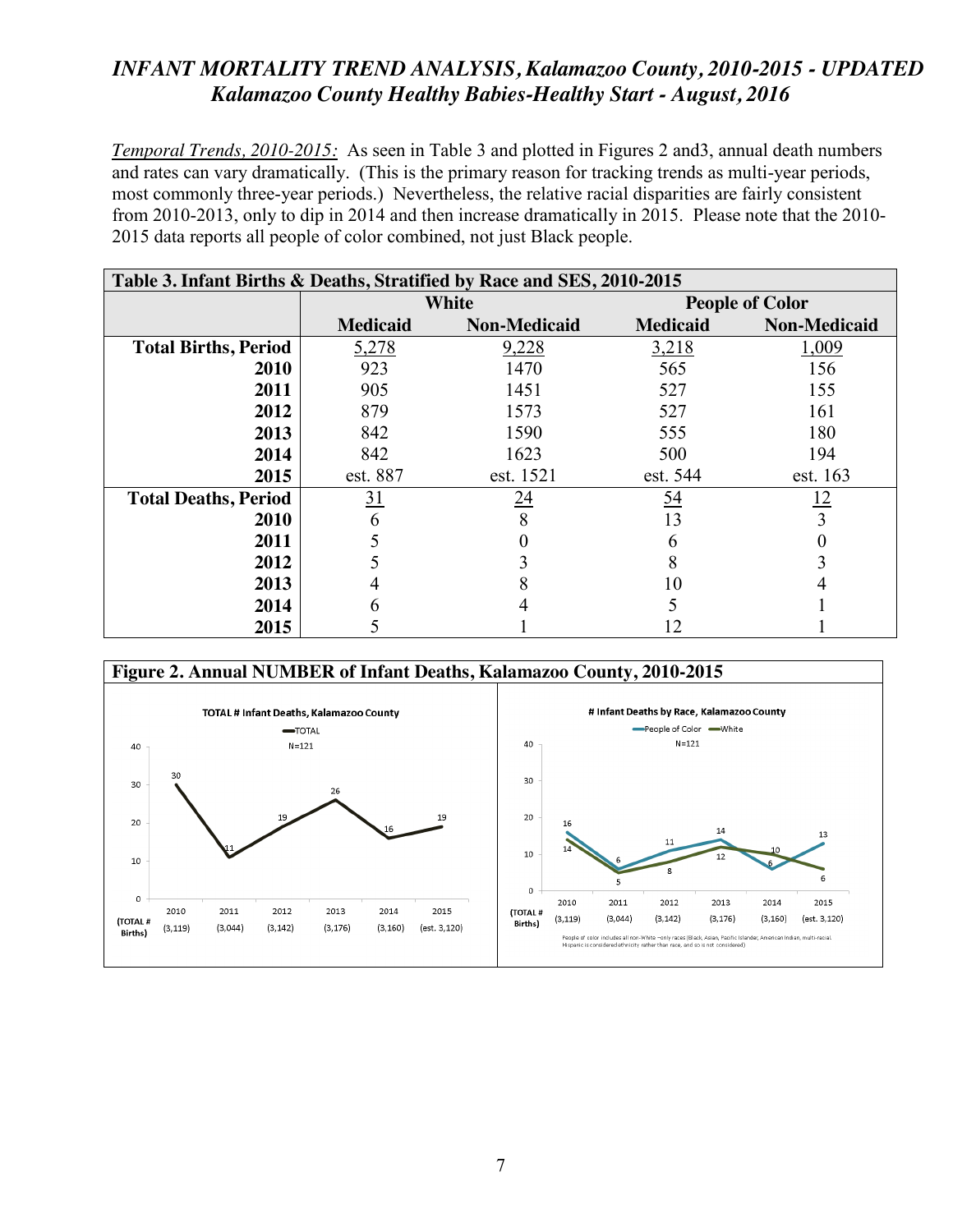# *INFANT MORTALITY TREND ANALYSIS, Kalamazoo County, 2010-2015 - UPDATED*
## *Kalamazoo County Healthy Babies-Healthy Start - August, 2016*

*Temporal Trends, 2010-2015:* As seen in Table 3 and plotted in Figures 2 and3, annual death numbers and rates can vary dramatically. (This is the primary reason for tracking trends as multi-year periods, most commonly three-year periods.) Nevertheless, the relative racial disparities are fairly consistent from 2010-2013, only to dip in 2014 and then increase dramatically in 2015. Please note that the 2010-2015 data reports all people of color combined, not just Black people.

**Table 3. Infant Births & Deaths, Stratified by Race and SES, 2010-2015**

| | White | | People of Color | |
|---|---|---|---|---|
| | **Medicaid** | **Non-Medicaid** | **Medicaid** | **Non-Medicaid** |
| **Total Births, Period** | 5,278 | 9,228 | 3,218 | 1,009 |
| **2010** | 923 | 1470 | 565 | 156 |
| **2011** | 905 | 1451 | 527 | 155 |
| **2012** | 879 | 1573 | 527 | 161 |
| **2013** | 842 | 1590 | 555 | 180 |
| **2014** | 842 | 1623 | 500 | 194 |
| **2015** | est. 887 | est. 1521 | est. 544 | est. 163 |
| **Total Deaths, Period** | 31 | 24 | 54 | 12 |
| **2010** | 6 | 8 | 13 | 3 |
| **2011** | 5 | 0 | 6 | 0 |
| **2012** | 5 | 3 | 8 | 3 |
| **2013** | 4 | 8 | 10 | 4 |
| **2014** | 6 | 4 | 5 | 1 |
| **2015** | 5 | 1 | 12 | 1 |

**Figure 2. Annual NUMBER of Infant Deaths, Kalamazoo County, 2010-2015**

**TOTAL # Infant Deaths, Kalamazoo County** (TOTAL, N=121)

| Year | 2010 | 2011 | 2012 | 2013 | 2014 | 2015 |
|---|---|---|---|---|---|---|
| (TOTAL # Births) | (3,119) | (3,044) | (3,142) | (3,176) | (3,160) | (est. 3,120) |
| TOTAL | 30 | 11 | 19 | 26 | 16 | 19 |

**# Infant Deaths by Race, Kalamazoo County** (People of Color, White; N=121)

| Year | 2010 | 2011 | 2012 | 2013 | 2014 | 2015 |
|---|---|---|---|---|---|---|
| (TOTAL # Births) | (3,119) | (3,044) | (3,142) | (3,176) | (3,160) | (est. 3,120) |
| People of Color | 16 | 6 | 11 | 14 | 6 | 13 |
| White | 14 | 5 | 8 | 12 | 10 | 6 |

People of color includes all non-White –only races (Black, Asian, Pacific Islander, American Indian, multi-racial. Hispanic is considered ethnicity rather than race, and so is not considered).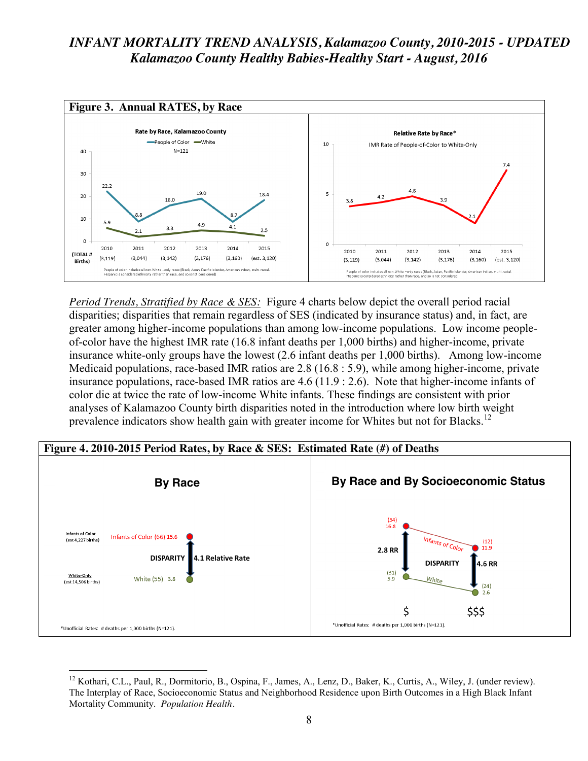# *INFANT MORTALITY TREND ANALYSIS, Kalamazoo County, 2010-2015 - UPDATED*
## *Kalamazoo County Healthy Babies-Healthy Start - August, 2016*

**Figure 3. Annual RATES, by Race**

Rate by Race, Kalamazoo County

People of Color — White

N=121

| | 2010 | 2011 | 2012 | 2013 | 2014 | 2015 |
|---|---|---|---|---|---|---|
| (TOTAL # Births) | (3,119) | (3,044) | (3,142) | (3,176) | (3,160) | (est. 3,120) |
| People of Color | 22.2 | 8.8 | 16.0 | 19.0 | 8.7 | 18.4 |
| White | 5.9 | 2.1 | 3.3 | 4.9 | 4.1 | 2.5 |

People of color includes all non-White –only races (Black, Asian, Pacific Islander, American Indian, multi-racial. Hispanic is considered ethnicity rather than race, and so is not considered)

Relative Rate by Race*

IMR Rate of People-of-Color to White-Only

| | 2010 | 2011 | 2012 | 2013 | 2014 | 2015 |
|---|---|---|---|---|---|---|
| Births | (3,119) | (3,044) | (3,142) | (3,176) | (3,160) | (est. 3,120) |
| Relative Rate | 3.8 | 4.2 | 4.8 | 3.9 | 2.1 | 7.4 |

People of color includes all non-White –only races (Black, Asian, Pacific Islander, American Indian, multi-racial. Hispanic is considered ethnicity rather than race, and so is not considered)

*Period Trends, Stratified by Race & SES:* Figure 4 charts below depict the overall period racial disparities; disparities that remain regardless of SES (indicated by insurance status) and, in fact, are greater among higher-income populations than among low-income populations. Low income people-of-color have the highest IMR rate (16.8 infant deaths per 1,000 births) and higher-income, private insurance white-only groups have the lowest (2.6 infant deaths per 1,000 births). Among low-income Medicaid populations, race-based IMR ratios are 2.8 (16.8 : 5.9), while among higher-income, private insurance populations, race-based IMR ratios are 4.6 (11.9 : 2.6). Note that higher-income infants of color die at twice the rate of low-income White infants. These findings are consistent with prior analyses of Kalamazoo County birth disparities noted in the introduction where low birth weight prevalence indicators show health gain with greater income for Whites but not for Blacks.[12]

**Figure 4. 2010-2015 Period Rates, by Race & SES: Estimated Rate (#) of Deaths**

**By Race**

- Infants of Color (est 4,227 births): Infants of Color (66) 15.6
- White-Only (est 14,506 births): White (55) 3.8
- DISPARITY: 4.1 Relative Rate

*Unofficial Rates: # deaths per 1,000 births (N=121).

**By Race and By Socioeconomic Status**

| | $ | $$$ |
|---|---|---|
| Infants of Color | (54) 16.8 | (12) 11.9 |
| White | (31) 5.9 | (24) 2.6 |
| DISPARITY | 2.8 RR | 4.6 RR |

*Unofficial Rates: # deaths per 1,000 births (N=121).

---

[12] Kothari, C.L., Paul, R., Dormitorio, B., Ospina, F., James, A., Lenz, D., Baker, K., Curtis, A., Wiley, J. (under review). The Interplay of Race, Socioeconomic Status and Neighborhood Residence upon Birth Outcomes in a High Black Infant Mortality Community. *Population Health*.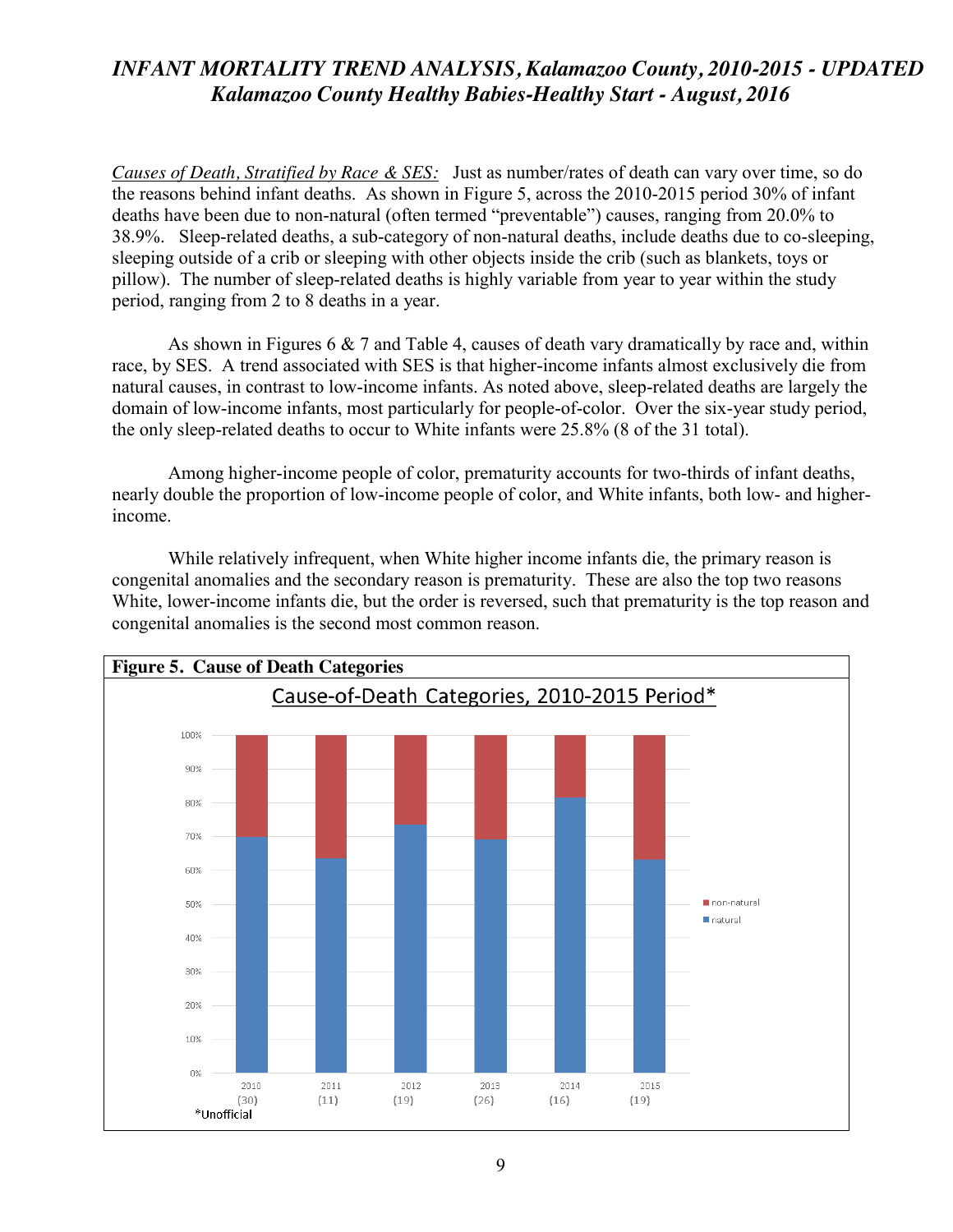*Causes of Death, Stratified by Race & SES:* Just as number/rates of death can vary over time, so do the reasons behind infant deaths. As shown in Figure 5, across the 2010-2015 period 30% of infant deaths have been due to non-natural (often termed "preventable") causes, ranging from 20.0% to 38.9%. Sleep-related deaths, a sub-category of non-natural deaths, include deaths due to co-sleeping, sleeping outside of a crib or sleeping with other objects inside the crib (such as blankets, toys or pillow). The number of sleep-related deaths is highly variable from year to year within the study period, ranging from 2 to 8 deaths in a year.

As shown in Figures 6 & 7 and Table 4, causes of death vary dramatically by race and, within race, by SES. A trend associated with SES is that higher-income infants almost exclusively die from natural causes, in contrast to low-income infants. As noted above, sleep-related deaths are largely the domain of low-income infants, most particularly for people-of-color. Over the six-year study period, the only sleep-related deaths to occur to White infants were 25.8% (8 of the 31 total).

Among higher-income people of color, prematurity accounts for two-thirds of infant deaths, nearly double the proportion of low-income people of color, and White infants, both low- and higher-income.

While relatively infrequent, when White higher income infants die, the primary reason is congenital anomalies and the secondary reason is prematurity. These are also the top two reasons White, lower-income infants die, but the order is reversed, such that prematurity is the top reason and congenital anomalies is the second most common reason.

**Figure 5. Cause of Death Categories**

Cause-of-Death Categories, 2010-2015 Period*

| Year | 2010 (30) | 2011 (11) | 2012 (19) | 2013 (26) | 2014 (16) | 2015 (19) |
|---|---|---|---|---|---|---|
| natural | ~70% | ~63% | ~74% | ~69% | ~81% | ~63% |
| non-natural | ~30% | ~37% | ~26% | ~31% | ~19% | ~37% |

*Unofficial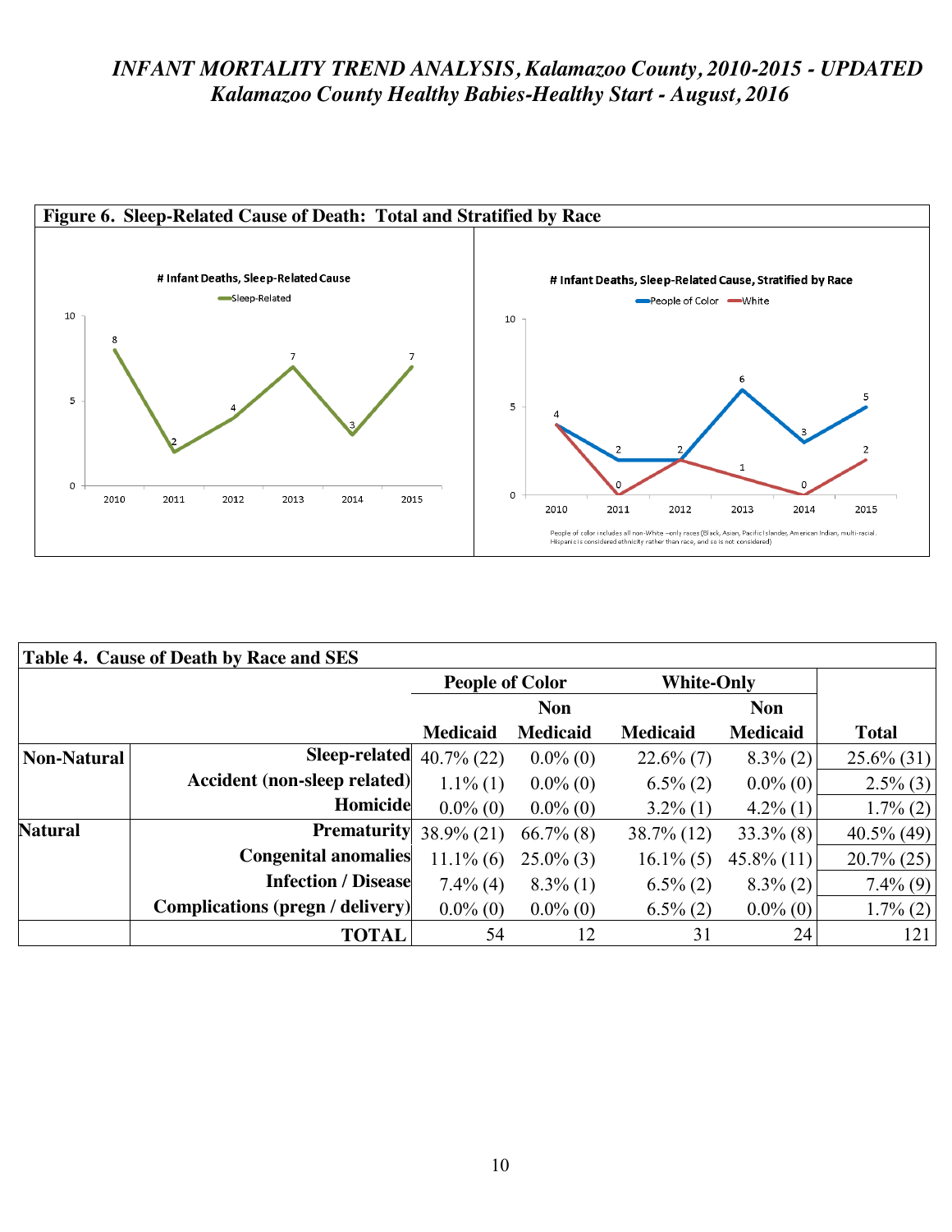# *INFANT MORTALITY TREND ANALYSIS, Kalamazoo County, 2010-2015 - UPDATED*
## *Kalamazoo County Healthy Babies-Healthy Start - August, 2016*

**Figure 6. Sleep-Related Cause of Death: Total and Stratified by Race**

**# Infant Deaths, Sleep-Related Cause**

| Year | Sleep-Related |
|---|---|
| 2010 | 8 |
| 2011 | 2 |
| 2012 | 4 |
| 2013 | 7 |
| 2014 | 3 |
| 2015 | 7 |

**# Infant Deaths, Sleep-Related Cause, Stratified by Race**

| Year | People of Color | White |
|---|---|---|
| 2010 | 4 | 4 |
| 2011 | 2 | 0 |
| 2012 | 2 | 2 |
| 2013 | 6 | 1 |
| 2014 | 3 | 0 |
| 2015 | 5 | 2 |

People of color includes all non-White –only races (Black, Asian, Pacific Islander, American Indian, multi-racial. Hispanic is considered ethnicity rather than race, and so is not considered)

**Table 4. Cause of Death by Race and SES**

| | | People of Color | | White-Only | | |
|---|---|---|---|---|---|---|
| | | Medicaid | Non Medicaid | Medicaid | Non Medicaid | Total |
| **Non-Natural** | **Sleep-related** | 40.7% (22) | 0.0% (0) | 22.6% (7) | 8.3% (2) | 25.6% (31) |
| | **Accident (non-sleep related)** | 1.1% (1) | 0.0% (0) | 6.5% (2) | 0.0% (0) | 2.5% (3) |
| | **Homicide** | 0.0% (0) | 0.0% (0) | 3.2% (1) | 4.2% (1) | 1.7% (2) |
| **Natural** | **Prematurity** | 38.9% (21) | 66.7% (8) | 38.7% (12) | 33.3% (8) | 40.5% (49) |
| | **Congenital anomalies** | 11.1% (6) | 25.0% (3) | 16.1% (5) | 45.8% (11) | 20.7% (25) |
| | **Infection / Disease** | 7.4% (4) | 8.3% (1) | 6.5% (2) | 8.3% (2) | 7.4% (9) |
| | **Complications (pregn / delivery)** | 0.0% (0) | 0.0% (0) | 6.5% (2) | 0.0% (0) | 1.7% (2) |
| | **TOTAL** | 54 | 12 | 31 | 24 | 121 |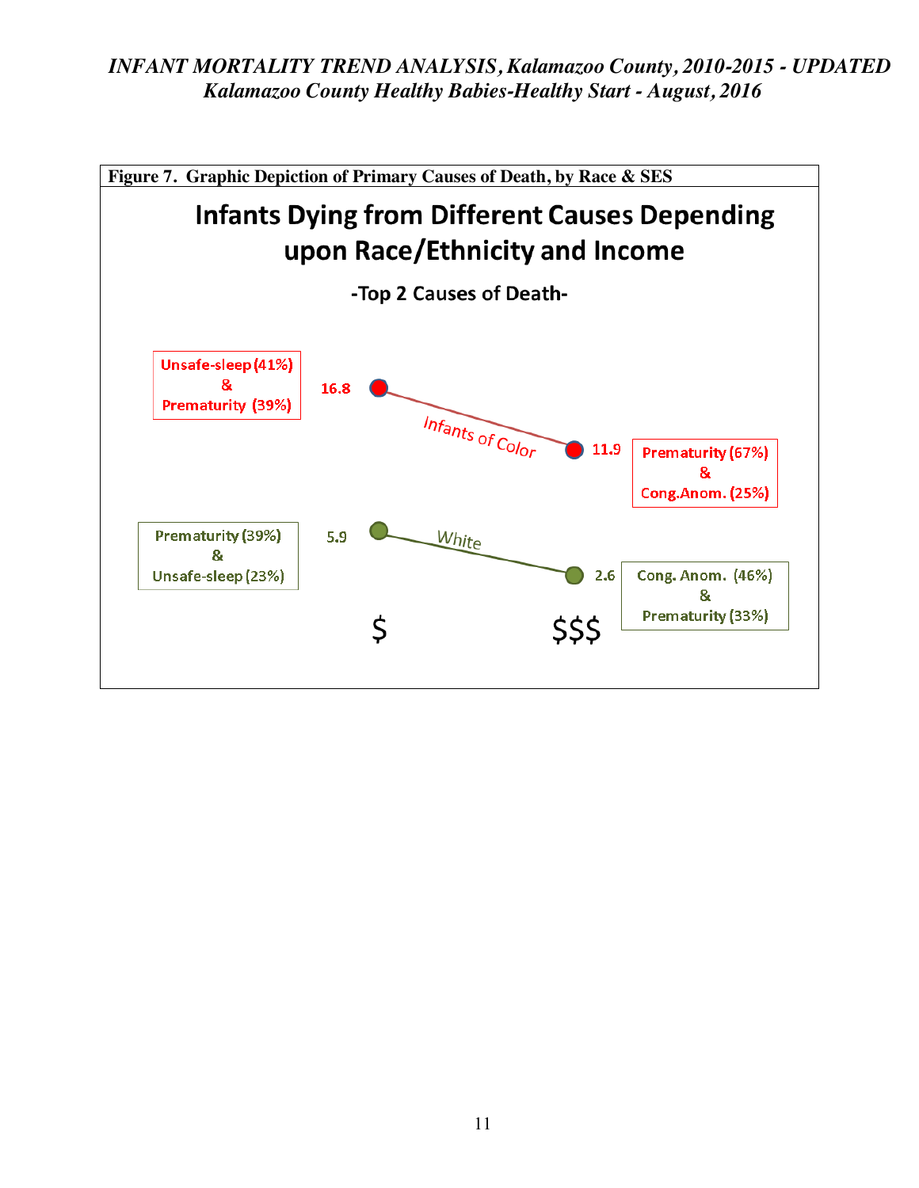**Figure 7. Graphic Depiction of Primary Causes of Death, by Race & SES**

## Infants Dying from Different Causes Depending upon Race/Ethnicity and Income

**-Top 2 Causes of Death-**

| Group | $ (Low Income) | $$$ (High Income) |
|---|---|---|
| Infants of Color | 16.8 — Unsafe-sleep (41%) & Prematurity (39%) | 11.9 — Prematurity (67%) & Cong.Anom. (25%) |
| White | 5.9 — Prematurity (39%) & Unsafe-sleep (23%) | 2.6 — Cong. Anom. (46%) & Prematurity (33%) |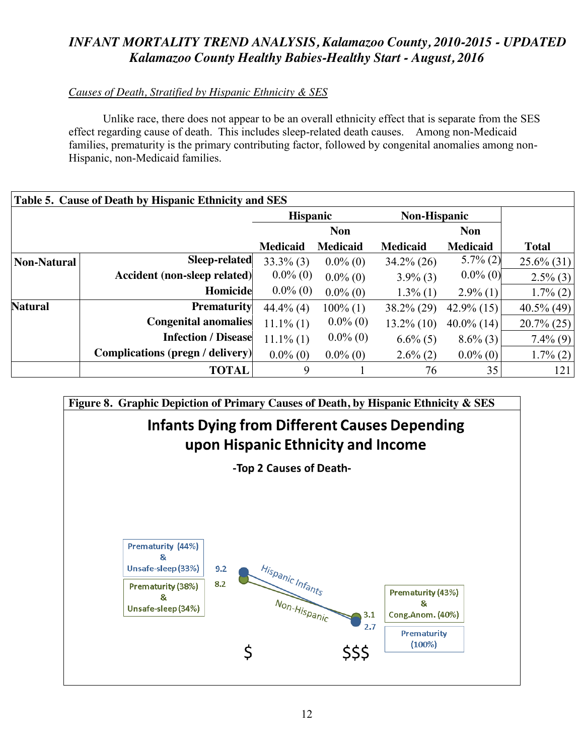*Causes of Death, Stratified by Hispanic Ethnicity & SES*

Unlike race, there does not appear to be an overall ethnicity effect that is separate from the SES effect regarding cause of death. This includes sleep-related death causes. Among non-Medicaid families, prematurity is the primary contributing factor, followed by congenital anomalies among non-Hispanic, non-Medicaid families.

**Table 5. Cause of Death by Hispanic Ethnicity and SES**

| | | Hispanic | | Non-Hispanic | | |
|---|---|---|---|---|---|---|
| | | Medicaid | Non Medicaid | Medicaid | Non Medicaid | Total |
| **Non-Natural** | **Sleep-related** | 33.3% (3) | 0.0% (0) | 34.2% (26) | 5.7% (2) | 25.6% (31) |
| | **Accident (non-sleep related)** | 0.0% (0) | 0.0% (0) | 3.9% (3) | 0.0% (0) | 2.5% (3) |
| | **Homicide** | 0.0% (0) | 0.0% (0) | 1.3% (1) | 2.9% (1) | 1.7% (2) |
| **Natural** | **Prematurity** | 44.4% (4) | 100% (1) | 38.2% (29) | 42.9% (15) | 40.5% (49) |
| | **Congenital anomalies** | 11.1% (1) | 0.0% (0) | 13.2% (10) | 40.0% (14) | 20.7% (25) |
| | **Infection / Disease** | 11.1% (1) | 0.0% (0) | 6.6% (5) | 8.6% (3) | 7.4% (9) |
| | **Complications (pregn / delivery)** | 0.0% (0) | 0.0% (0) | 2.6% (2) | 0.0% (0) | 1.7% (2) |
| | **TOTAL** | 9 | 1 | 76 | 35 | 121 |

**Figure 8. Graphic Depiction of Primary Causes of Death, by Hispanic Ethnicity & SES**

**Infants Dying from Different Causes Depending upon Hispanic Ethnicity and Income**

**-Top 2 Causes of Death-**

| | $ | $$$ |
|---|---|---|
| Hispanic Infants | 9.2 — Prematurity (44%) & Unsafe-sleep (33%) | 2.7 — Prematurity (100%) |
| Non-Hispanic | 8.2 — Prematurity (38%) & Unsafe-sleep (34%) | 3.1 — Prematurity (43%) & Cong.Anom. (40%) |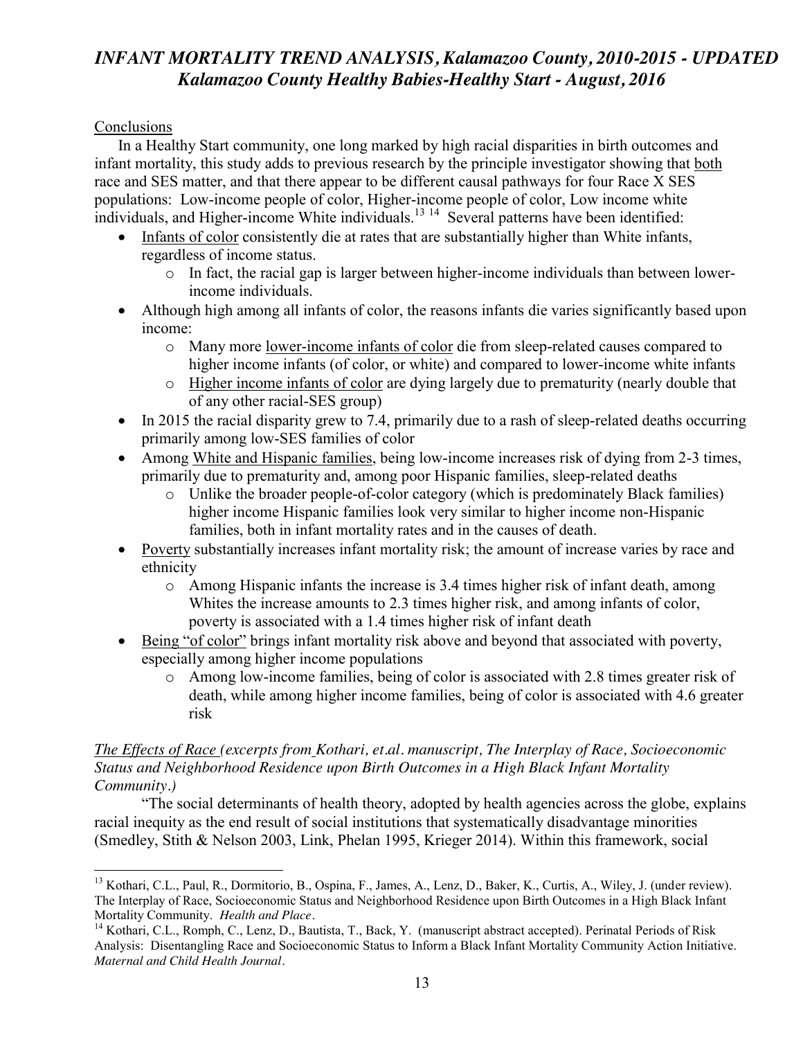Conclusions

In a Healthy Start community, one long marked by high racial disparities in birth outcomes and infant mortality, this study adds to previous research by the principle investigator showing that both race and SES matter, and that there appear to be different causal pathways for four Race X SES populations: Low-income people of color, Higher-income people of color, Low income white individuals, and Higher-income White individuals.[13 14] Several patterns have been identified:

- Infants of color consistently die at rates that are substantially higher than White infants, regardless of income status.
  - In fact, the racial gap is larger between higher-income individuals than between lower-income individuals.
- Although high among all infants of color, the reasons infants die varies significantly based upon income:
  - Many more lower-income infants of color die from sleep-related causes compared to higher income infants (of color, or white) and compared to lower-income white infants
  - Higher income infants of color are dying largely due to prematurity (nearly double that of any other racial-SES group)
- In 2015 the racial disparity grew to 7.4, primarily due to a rash of sleep-related deaths occurring primarily among low-SES families of color
- Among White and Hispanic families, being low-income increases risk of dying from 2-3 times, primarily due to prematurity and, among poor Hispanic families, sleep-related deaths
  - Unlike the broader people-of-color category (which is predominately Black families) higher income Hispanic families look very similar to higher income non-Hispanic families, both in infant mortality rates and in the causes of death.
- Poverty substantially increases infant mortality risk; the amount of increase varies by race and ethnicity
  - Among Hispanic infants the increase is 3.4 times higher risk of infant death, among Whites the increase amounts to 2.3 times higher risk, and among infants of color, poverty is associated with a 1.4 times higher risk of infant death
- Being "of color" brings infant mortality risk above and beyond that associated with poverty, especially among higher income populations
  - Among low-income families, being of color is associated with 2.8 times greater risk of death, while among higher income families, being of color is associated with 4.6 greater risk

*The Effects of Race (excerpts from Kothari, et.al. manuscript, The Interplay of Race, Socioeconomic Status and Neighborhood Residence upon Birth Outcomes in a High Black Infant Mortality Community.)*

"The social determinants of health theory, adopted by health agencies across the globe, explains racial inequity as the end result of social institutions that systematically disadvantage minorities (Smedley, Stith & Nelson 2003, Link, Phelan 1995, Krieger 2014). Within this framework, social

---

[13] Kothari, C.L., Paul, R., Dormitorio, B., Ospina, F., James, A., Lenz, D., Baker, K., Curtis, A., Wiley, J. (under review). The Interplay of Race, Socioeconomic Status and Neighborhood Residence upon Birth Outcomes in a High Black Infant Mortality Community. *Health and Place*.

[14] Kothari, C.L., Romph, C., Lenz, D., Bautista, T., Back, Y. (manuscript abstract accepted). Perinatal Periods of Risk Analysis: Disentangling Race and Socioeconomic Status to Inform a Black Infant Mortality Community Action Initiative. *Maternal and Child Health Journal*.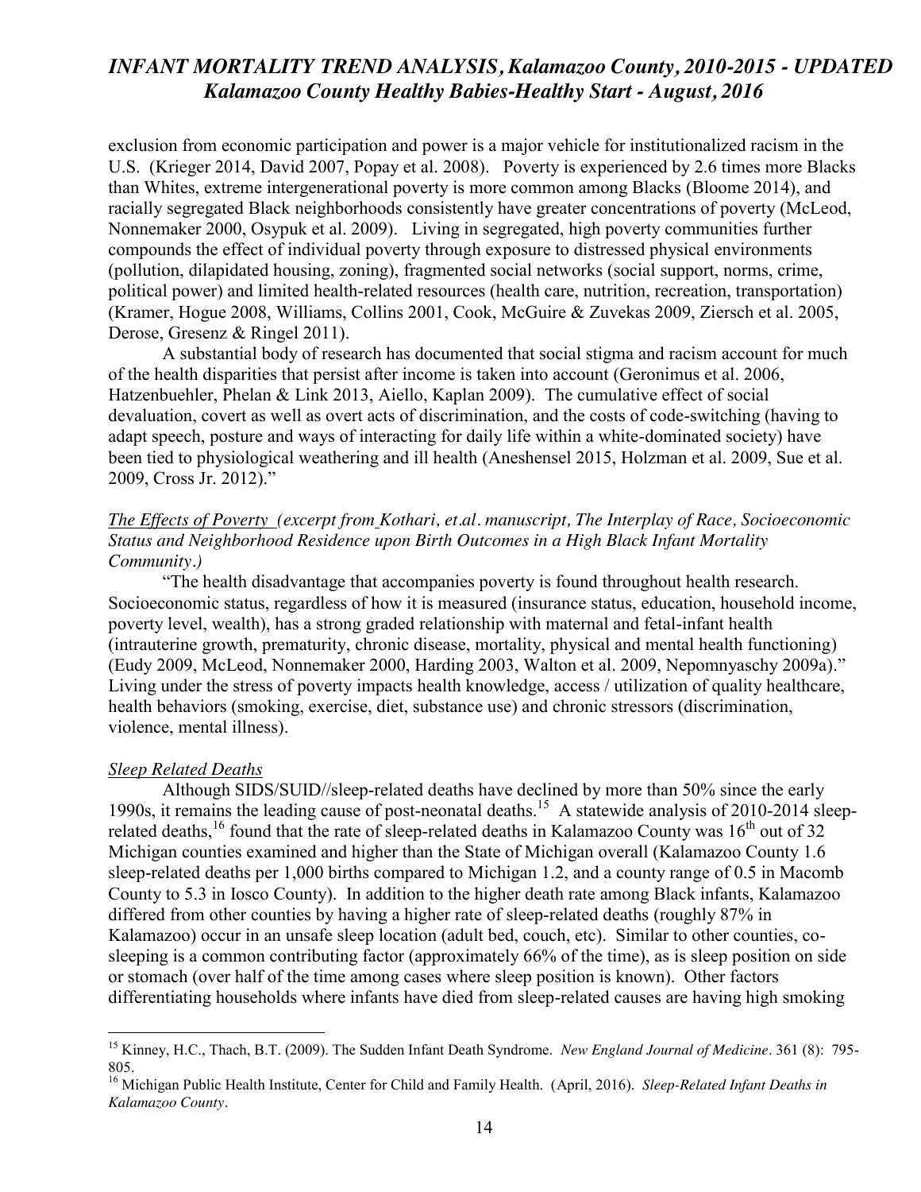exclusion from economic participation and power is a major vehicle for institutionalized racism in the U.S. (Krieger 2014, David 2007, Popay et al. 2008). Poverty is experienced by 2.6 times more Blacks than Whites, extreme intergenerational poverty is more common among Blacks (Bloome 2014), and racially segregated Black neighborhoods consistently have greater concentrations of poverty (McLeod, Nonnemaker 2000, Osypuk et al. 2009). Living in segregated, high poverty communities further compounds the effect of individual poverty through exposure to distressed physical environments (pollution, dilapidated housing, zoning), fragmented social networks (social support, norms, crime, political power) and limited health-related resources (health care, nutrition, recreation, transportation) (Kramer, Hogue 2008, Williams, Collins 2001, Cook, McGuire & Zuvekas 2009, Ziersch et al. 2005, Derose, Gresenz & Ringel 2011).

A substantial body of research has documented that social stigma and racism account for much of the health disparities that persist after income is taken into account (Geronimus et al. 2006, Hatzenbuehler, Phelan & Link 2013, Aiello, Kaplan 2009). The cumulative effect of social devaluation, covert as well as overt acts of discrimination, and the costs of code-switching (having to adapt speech, posture and ways of interacting for daily life within a white-dominated society) have been tied to physiological weathering and ill health (Aneshensel 2015, Holzman et al. 2009, Sue et al. 2009, Cross Jr. 2012)."

*The Effects of Poverty (excerpt from Kothari, et.al. manuscript, The Interplay of Race, Socioeconomic Status and Neighborhood Residence upon Birth Outcomes in a High Black Infant Mortality Community.)*

"The health disadvantage that accompanies poverty is found throughout health research. Socioeconomic status, regardless of how it is measured (insurance status, education, household income, poverty level, wealth), has a strong graded relationship with maternal and fetal-infant health (intrauterine growth, prematurity, chronic disease, mortality, physical and mental health functioning) (Eudy 2009, McLeod, Nonnemaker 2000, Harding 2003, Walton et al. 2009, Nepomnyaschy 2009a)." Living under the stress of poverty impacts health knowledge, access / utilization of quality healthcare, health behaviors (smoking, exercise, diet, substance use) and chronic stressors (discrimination, violence, mental illness).

*Sleep Related Deaths*

Although SIDS/SUID//sleep-related deaths have declined by more than 50% since the early 1990s, it remains the leading cause of post-neonatal deaths.[15] A statewide analysis of 2010-2014 sleep-related deaths,[16] found that the rate of sleep-related deaths in Kalamazoo County was 16th out of 32 Michigan counties examined and higher than the State of Michigan overall (Kalamazoo County 1.6 sleep-related deaths per 1,000 births compared to Michigan 1.2, and a county range of 0.5 in Macomb County to 5.3 in Iosco County). In addition to the higher death rate among Black infants, Kalamazoo differed from other counties by having a higher rate of sleep-related deaths (roughly 87% in Kalamazoo) occur in an unsafe sleep location (adult bed, couch, etc). Similar to other counties, co-sleeping is a common contributing factor (approximately 66% of the time), as is sleep position on side or stomach (over half of the time among cases where sleep position is known). Other factors differentiating households where infants have died from sleep-related causes are having high smoking

---

[15] Kinney, H.C., Thach, B.T. (2009). The Sudden Infant Death Syndrome. *New England Journal of Medicine*. 361 (8): 795-805.

[16] Michigan Public Health Institute, Center for Child and Family Health. (April, 2016). *Sleep-Related Infant Deaths in Kalamazoo County*.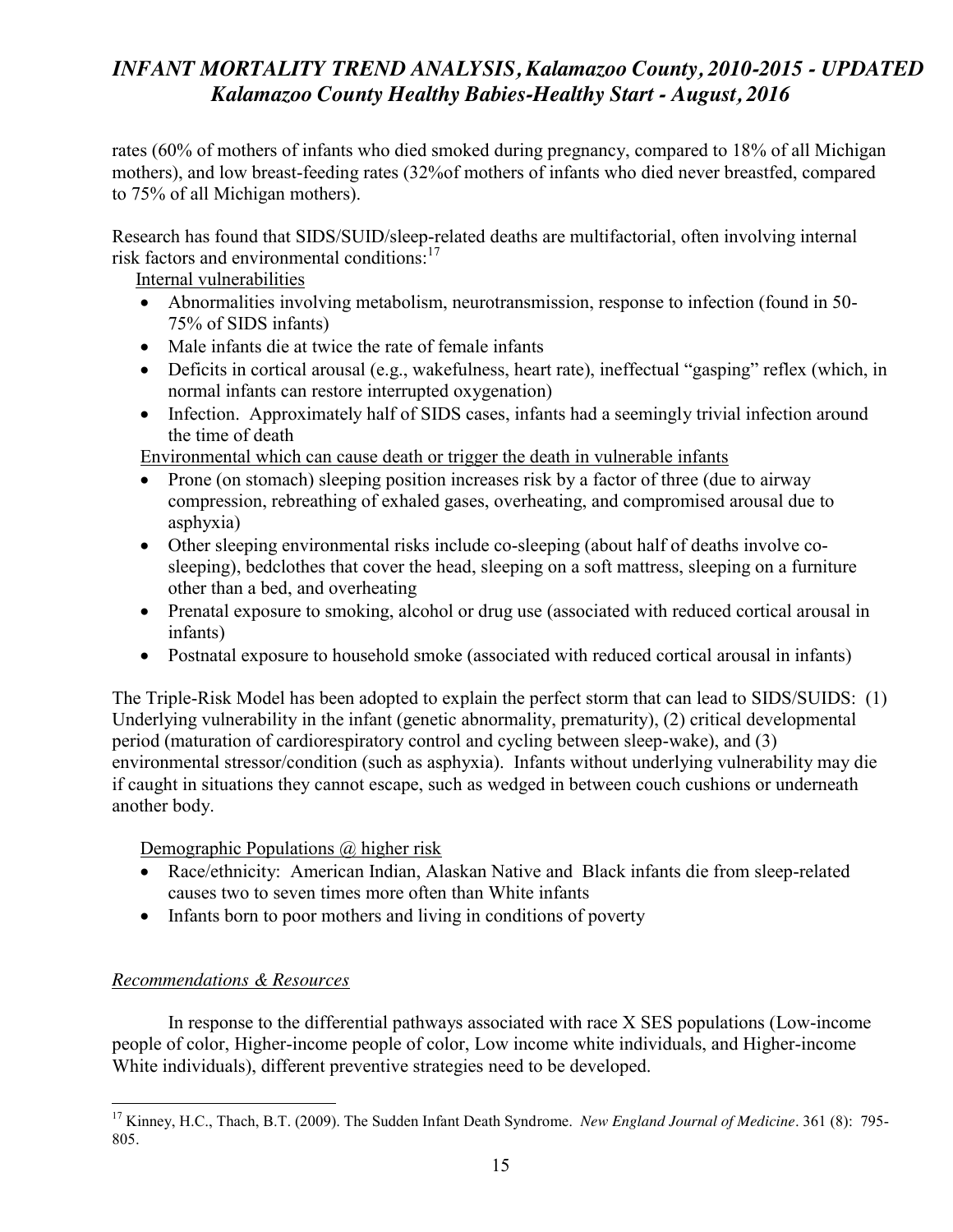rates (60% of mothers of infants who died smoked during pregnancy, compared to 18% of all Michigan mothers), and low breast-feeding rates (32%of mothers of infants who died never breastfed, compared to 75% of all Michigan mothers).

Research has found that SIDS/SUID/sleep-related deaths are multifactorial, often involving internal risk factors and environmental conditions:[17]

Internal vulnerabilities

- Abnormalities involving metabolism, neurotransmission, response to infection (found in 50-75% of SIDS infants)
- Male infants die at twice the rate of female infants
- Deficits in cortical arousal (e.g., wakefulness, heart rate), ineffectual "gasping" reflex (which, in normal infants can restore interrupted oxygenation)
- Infection. Approximately half of SIDS cases, infants had a seemingly trivial infection around the time of death

Environmental which can cause death or trigger the death in vulnerable infants

- Prone (on stomach) sleeping position increases risk by a factor of three (due to airway compression, rebreathing of exhaled gases, overheating, and compromised arousal due to asphyxia)
- Other sleeping environmental risks include co-sleeping (about half of deaths involve co-sleeping), bedclothes that cover the head, sleeping on a soft mattress, sleeping on a furniture other than a bed, and overheating
- Prenatal exposure to smoking, alcohol or drug use (associated with reduced cortical arousal in infants)
- Postnatal exposure to household smoke (associated with reduced cortical arousal in infants)

The Triple-Risk Model has been adopted to explain the perfect storm that can lead to SIDS/SUIDS: (1) Underlying vulnerability in the infant (genetic abnormality, prematurity), (2) critical developmental period (maturation of cardiorespiratory control and cycling between sleep-wake), and (3) environmental stressor/condition (such as asphyxia). Infants without underlying vulnerability may die if caught in situations they cannot escape, such as wedged in between couch cushions or underneath another body.

Demographic Populations @ higher risk

- Race/ethnicity: American Indian, Alaskan Native and Black infants die from sleep-related causes two to seven times more often than White infants
- Infants born to poor mothers and living in conditions of poverty

*Recommendations & Resources*

In response to the differential pathways associated with race X SES populations (Low-income people of color, Higher-income people of color, Low income white individuals, and Higher-income White individuals), different preventive strategies need to be developed.

[17] Kinney, H.C., Thach, B.T. (2009). The Sudden Infant Death Syndrome. *New England Journal of Medicine*. 361 (8): 795-805.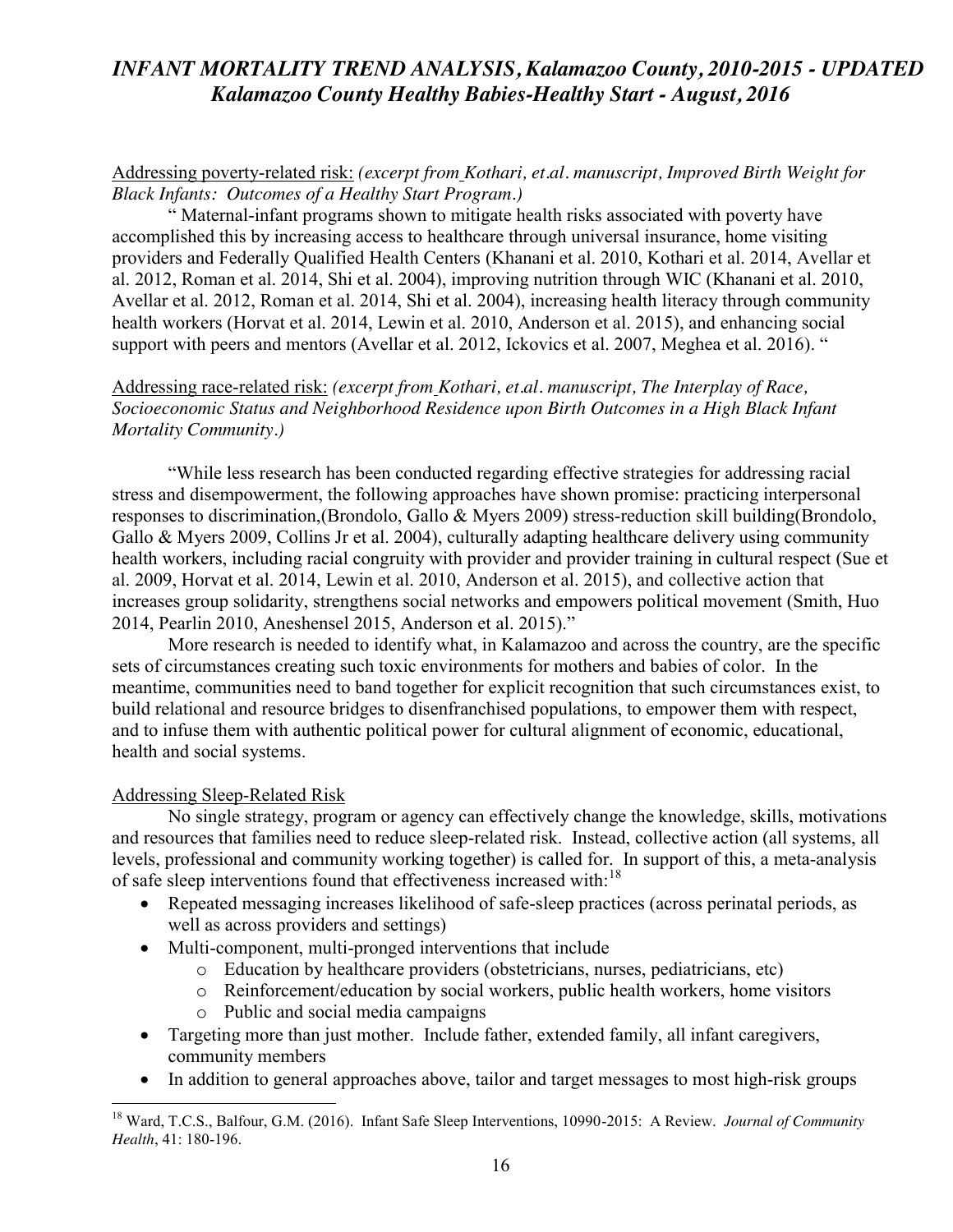Addressing poverty-related risk: *(excerpt from Kothari, et.al. manuscript, Improved Birth Weight for Black Infants: Outcomes of a Healthy Start Program.)*

" Maternal-infant programs shown to mitigate health risks associated with poverty have accomplished this by increasing access to healthcare through universal insurance, home visiting providers and Federally Qualified Health Centers (Khanani et al. 2010, Kothari et al. 2014, Avellar et al. 2012, Roman et al. 2014, Shi et al. 2004), improving nutrition through WIC (Khanani et al. 2010, Avellar et al. 2012, Roman et al. 2014, Shi et al. 2004), increasing health literacy through community health workers (Horvat et al. 2014, Lewin et al. 2010, Anderson et al. 2015), and enhancing social support with peers and mentors (Avellar et al. 2012, Ickovics et al. 2007, Meghea et al. 2016). "

Addressing race-related risk: *(excerpt from Kothari, et.al. manuscript, The Interplay of Race, Socioeconomic Status and Neighborhood Residence upon Birth Outcomes in a High Black Infant Mortality Community.)*

"While less research has been conducted regarding effective strategies for addressing racial stress and disempowerment, the following approaches have shown promise: practicing interpersonal responses to discrimination,(Brondolo, Gallo & Myers 2009) stress-reduction skill building(Brondolo, Gallo & Myers 2009, Collins Jr et al. 2004), culturally adapting healthcare delivery using community health workers, including racial congruity with provider and provider training in cultural respect (Sue et al. 2009, Horvat et al. 2014, Lewin et al. 2010, Anderson et al. 2015), and collective action that increases group solidarity, strengthens social networks and empowers political movement (Smith, Huo 2014, Pearlin 2010, Aneshensel 2015, Anderson et al. 2015)."

More research is needed to identify what, in Kalamazoo and across the country, are the specific sets of circumstances creating such toxic environments for mothers and babies of color. In the meantime, communities need to band together for explicit recognition that such circumstances exist, to build relational and resource bridges to disenfranchised populations, to empower them with respect, and to infuse them with authentic political power for cultural alignment of economic, educational, health and social systems.

Addressing Sleep-Related Risk

No single strategy, program or agency can effectively change the knowledge, skills, motivations and resources that families need to reduce sleep-related risk. Instead, collective action (all systems, all levels, professional and community working together) is called for. In support of this, a meta-analysis of safe sleep interventions found that effectiveness increased with:[18]

- Repeated messaging increases likelihood of safe-sleep practices (across perinatal periods, as well as across providers and settings)
- Multi-component, multi-pronged interventions that include
  - Education by healthcare providers (obstetricians, nurses, pediatricians, etc)
  - Reinforcement/education by social workers, public health workers, home visitors
  - Public and social media campaigns
- Targeting more than just mother. Include father, extended family, all infant caregivers, community members
- In addition to general approaches above, tailor and target messages to most high-risk groups

[18] Ward, T.C.S., Balfour, G.M. (2016). Infant Safe Sleep Interventions, 10990-2015: A Review. *Journal of Community Health*, 41: 180-196.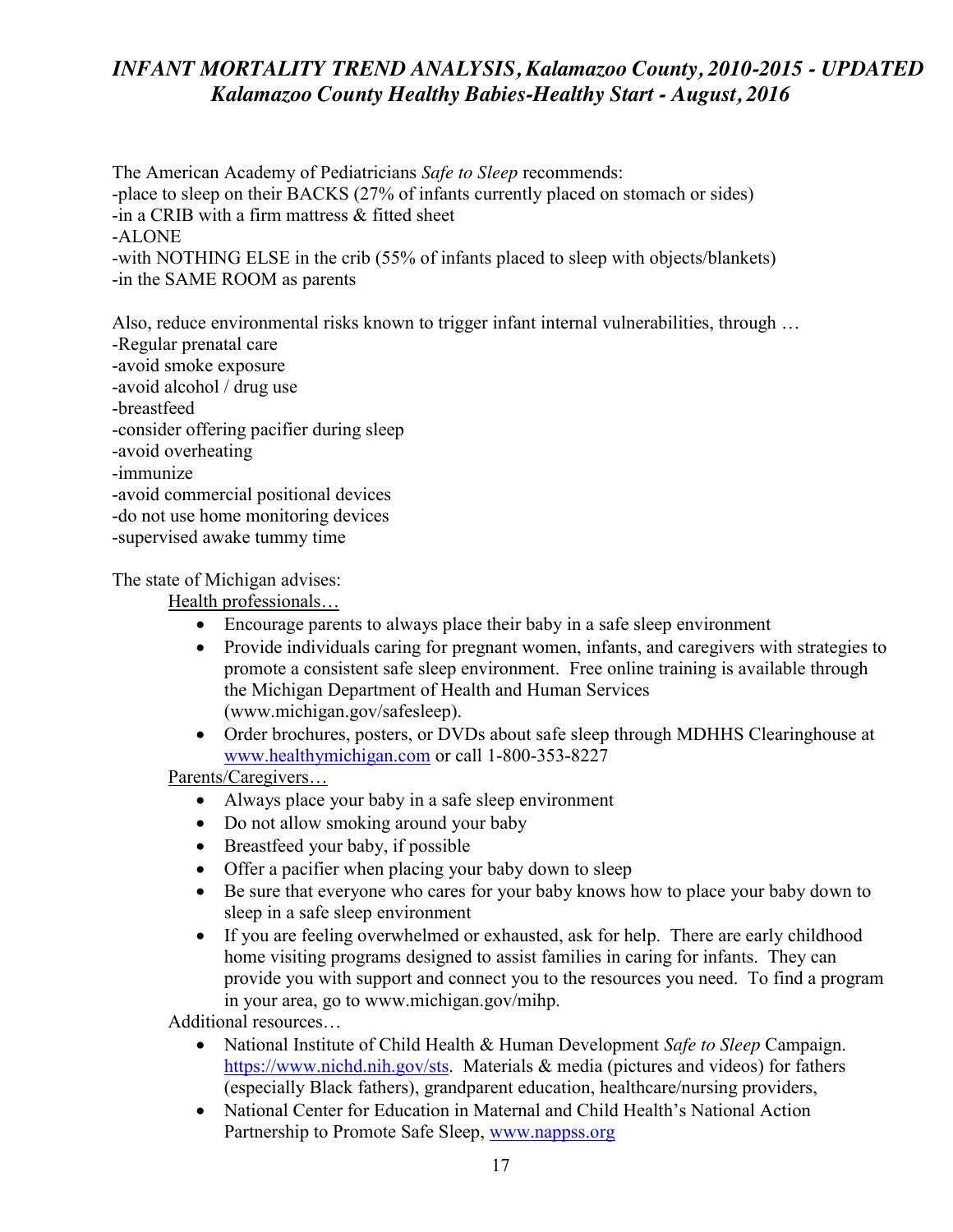The American Academy of Pediatricians *Safe to Sleep* recommends:
-place to sleep on their BACKS (27% of infants currently placed on stomach or sides)
-in a CRIB with a firm mattress & fitted sheet
-ALONE
-with NOTHING ELSE in the crib (55% of infants placed to sleep with objects/blankets)
-in the SAME ROOM as parents

Also, reduce environmental risks known to trigger infant internal vulnerabilities, through …
-Regular prenatal care
-avoid smoke exposure
-avoid alcohol / drug use
-breastfeed
-consider offering pacifier during sleep
-avoid overheating
-immunize
-avoid commercial positional devices
-do not use home monitoring devices
-supervised awake tummy time

The state of Michigan advises:

Health professionals…

- Encourage parents to always place their baby in a safe sleep environment
- Provide individuals caring for pregnant women, infants, and caregivers with strategies to promote a consistent safe sleep environment. Free online training is available through the Michigan Department of Health and Human Services (www.michigan.gov/safesleep).
- Order brochures, posters, or DVDs about safe sleep through MDHHS Clearinghouse at www.healthymichigan.com or call 1-800-353-8227

Parents/Caregivers…

- Always place your baby in a safe sleep environment
- Do not allow smoking around your baby
- Breastfeed your baby, if possible
- Offer a pacifier when placing your baby down to sleep
- Be sure that everyone who cares for your baby knows how to place your baby down to sleep in a safe sleep environment
- If you are feeling overwhelmed or exhausted, ask for help. There are early childhood home visiting programs designed to assist families in caring for infants. They can provide you with support and connect you to the resources you need. To find a program in your area, go to www.michigan.gov/mihp.

Additional resources…

- National Institute of Child Health & Human Development *Safe to Sleep* Campaign. https://www.nichd.nih.gov/sts. Materials & media (pictures and videos) for fathers (especially Black fathers), grandparent education, healthcare/nursing providers,
- National Center for Education in Maternal and Child Health's National Action Partnership to Promote Safe Sleep, www.nappss.org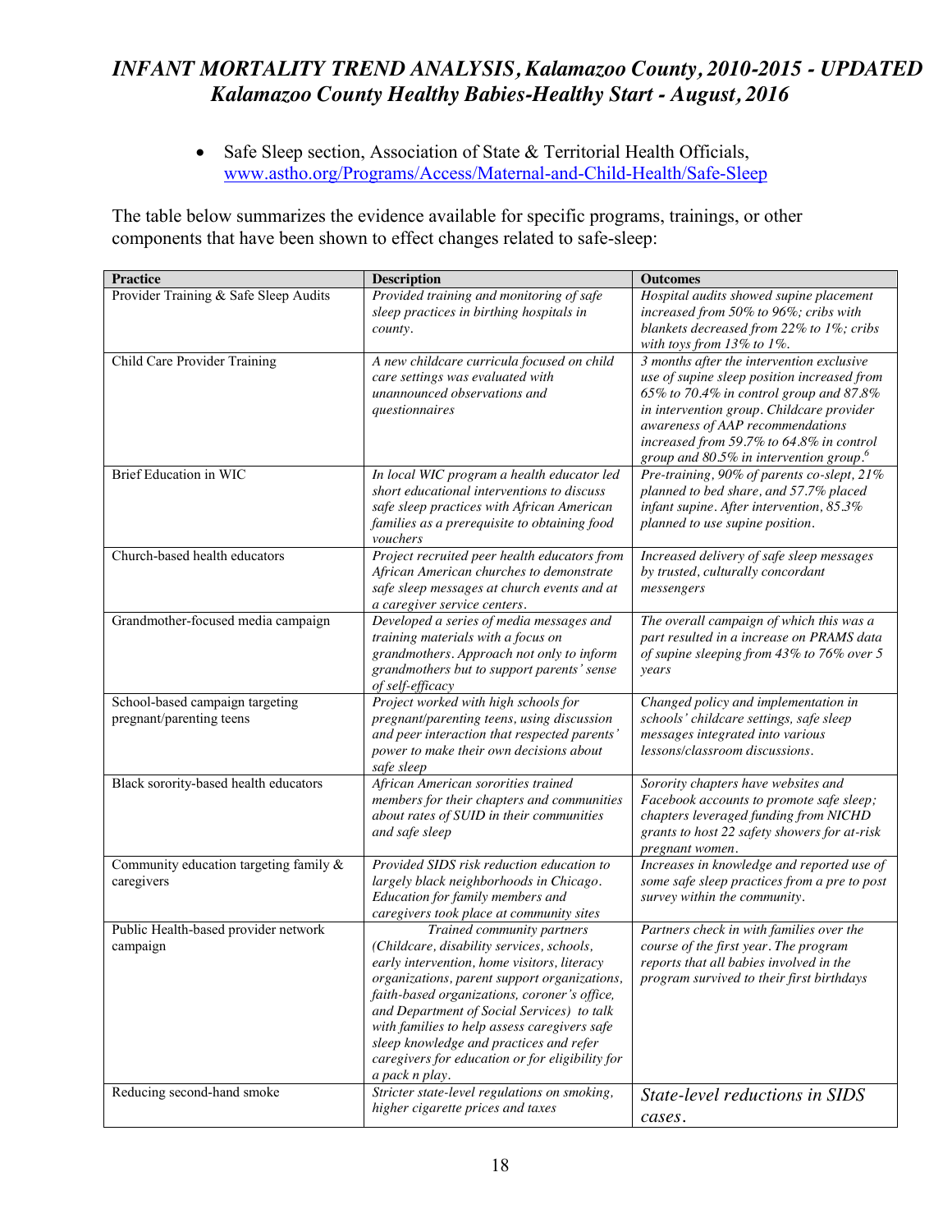- Safe Sleep section, Association of State & Territorial Health Officials, www.astho.org/Programs/Access/Maternal-and-Child-Health/Safe-Sleep

The table below summarizes the evidence available for specific programs, trainings, or other components that have been shown to effect changes related to safe-sleep:

| Practice | Description | Outcomes |
|---|---|---|
| Provider Training & Safe Sleep Audits | *Provided training and monitoring of safe sleep practices in birthing hospitals in county.* | *Hospital audits showed supine placement increased from 50% to 96%; cribs with blankets decreased from 22% to 1%; cribs with toys from 13% to 1%.* |
| Child Care Provider Training | *A new childcare curricula focused on child care settings was evaluated with unannounced observations and questionnaires* | *3 months after the intervention exclusive use of supine sleep position increased from 65% to 70.4% in control group and 87.8% in intervention group. Childcare provider awareness of AAP recommendations increased from 59.7% to 64.8% in control group and 80.5% in intervention group.*[6] |
| Brief Education in WIC | *In local WIC program a health educator led short educational interventions to discuss safe sleep practices with African American families as a prerequisite to obtaining food vouchers* | *Pre-training, 90% of parents co-slept, 21% planned to bed share, and 57.7% placed infant supine. After intervention, 85.3% planned to use supine position.* |
| Church-based health educators | *Project recruited peer health educators from African American churches to demonstrate safe sleep messages at church events and at a caregiver service centers.* | *Increased delivery of safe sleep messages by trusted, culturally concordant messengers* |
| Grandmother-focused media campaign | *Developed a series of media messages and training materials with a focus on grandmothers. Approach not only to inform grandmothers but to support parents' sense of self-efficacy* | *The overall campaign of which this was a part resulted in a increase on PRAMS data of supine sleeping from 43% to 76% over 5 years* |
| School-based campaign targeting pregnant/parenting teens | *Project worked with high schools for pregnant/parenting teens, using discussion and peer interaction that respected parents' power to make their own decisions about safe sleep* | *Changed policy and implementation in schools' childcare settings, safe sleep messages integrated into various lessons/classroom discussions.* |
| Black sorority-based health educators | *African American sororities trained members for their chapters and communities about rates of SUID in their communities and safe sleep* | *Sorority chapters have websites and Facebook accounts to promote safe sleep; chapters leveraged funding from NICHD grants to host 22 safety showers for at-risk pregnant women.* |
| Community education targeting family & caregivers | *Provided SIDS risk reduction education to largely black neighborhoods in Chicago. Education for family members and caregivers took place at community sites* | *Increases in knowledge and reported use of some safe sleep practices from a pre to post survey within the community.* |
| Public Health-based provider network campaign | *Trained community partners (Childcare, disability services, schools, early intervention, home visitors, literacy organizations, parent support organizations, faith-based organizations, coroner's office, and Department of Social Services) to talk with families to help assess caregivers safe sleep knowledge and practices and refer caregivers for education or for eligibility for a pack n play.* | *Partners check in with families over the course of the first year. The program reports that all babies involved in the program survived to their first birthdays* |
| Reducing second-hand smoke | *Stricter state-level regulations on smoking, higher cigarette prices and taxes* | *State-level reductions in SIDS cases.* |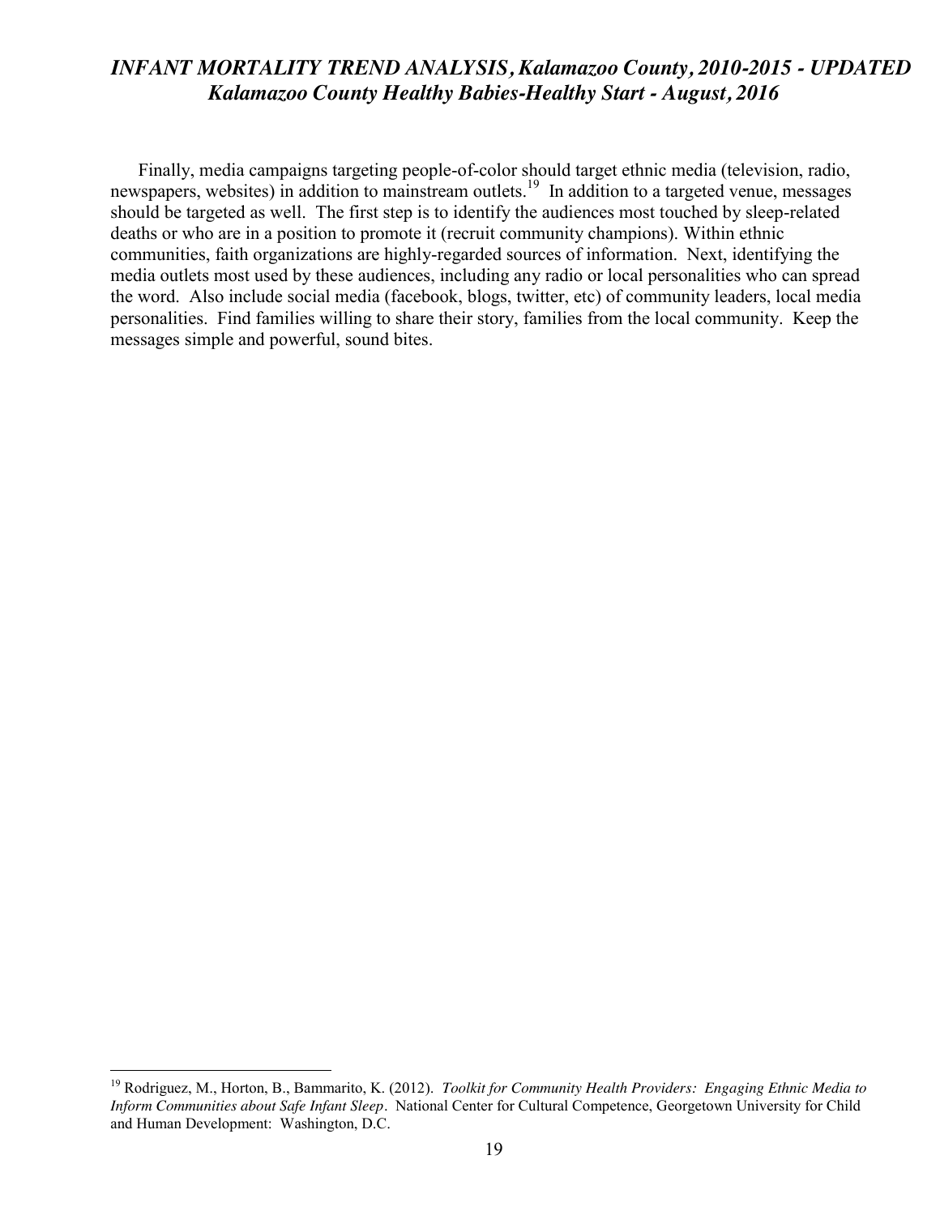Finally, media campaigns targeting people-of-color should target ethnic media (television, radio, newspapers, websites) in addition to mainstream outlets.[19] In addition to a targeted venue, messages should be targeted as well. The first step is to identify the audiences most touched by sleep-related deaths or who are in a position to promote it (recruit community champions). Within ethnic communities, faith organizations are highly-regarded sources of information. Next, identifying the media outlets most used by these audiences, including any radio or local personalities who can spread the word. Also include social media (facebook, blogs, twitter, etc) of community leaders, local media personalities. Find families willing to share their story, families from the local community. Keep the messages simple and powerful, sound bites.

---

[19] Rodriguez, M., Horton, B., Bammarito, K. (2012). *Toolkit for Community Health Providers: Engaging Ethnic Media to Inform Communities about Safe Infant Sleep*. National Center for Cultural Competence, Georgetown University for Child and Human Development: Washington, D.C.